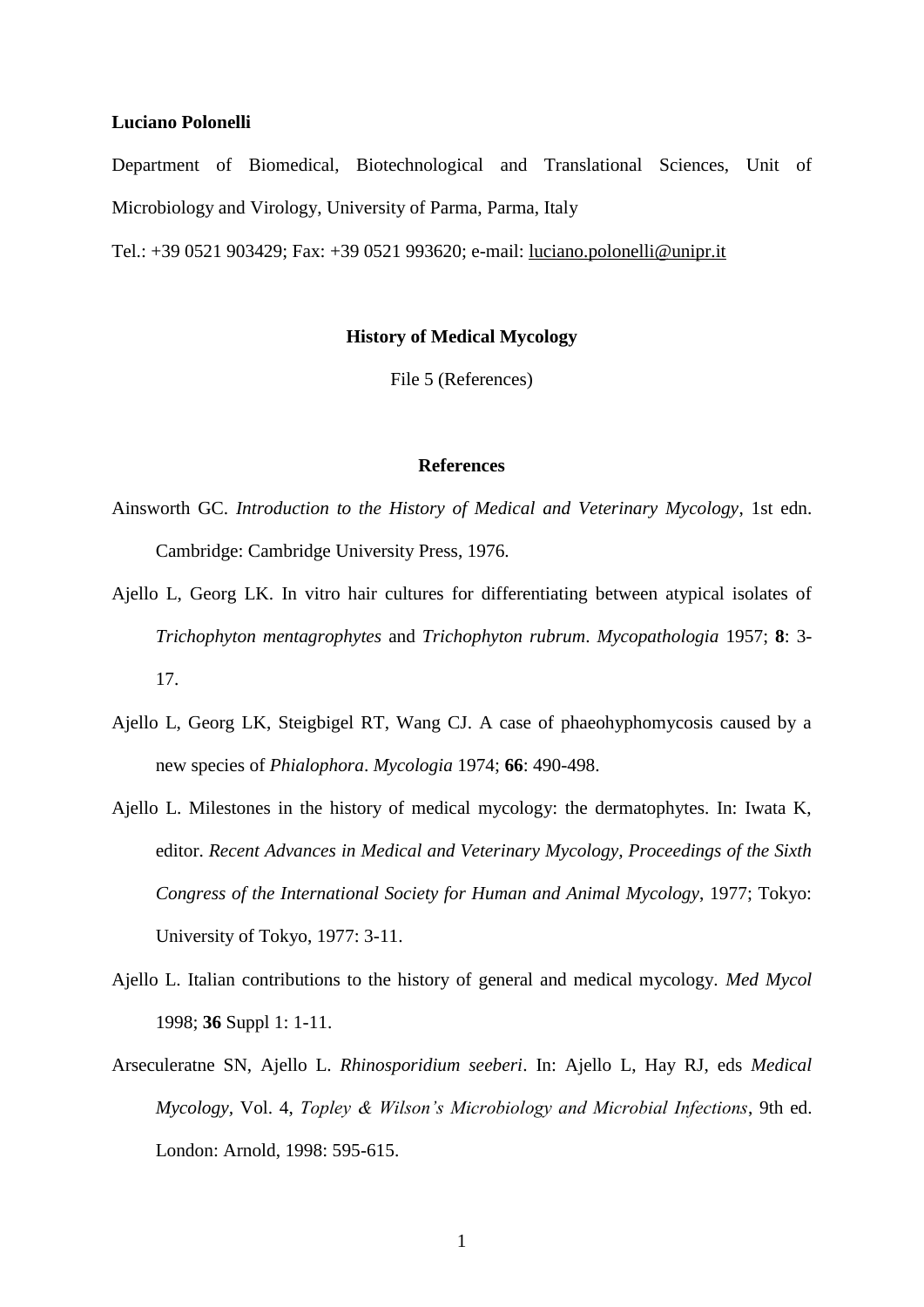**Luciano Polonelli**

Department of Biomedical, Biotechnological and Translational Sciences, Unit of Microbiology and Virology, University of Parma, Parma, Italy

Tel.: +39 0521 903429; Fax: +39 0521 993620; e-mail: luciano.polonelli@unipr.it

**History of Medical Mycology**

File 5 (References)

**References**

Ainsworth GC. *Introduction to the History of Medical and Veterinary Mycology*, 1st edn. Cambridge: Cambridge University Press, 1976.

Ajello L, Georg LK. In vitro hair cultures for differentiating between atypical isolates of *Trichophyton mentagrophytes* and *Trichophyton rubrum*. *Mycopathologia* 1957; **8**: 3-17.

Ajello L, Georg LK, Steigbigel RT, Wang CJ. A case of phaeohyphomycosis caused by a new species of *Phialophora*. *Mycologia* 1974; **66**: 490-498.

Ajello L. Milestones in the history of medical mycology: the dermatophytes. In: Iwata K, editor. *Recent Advances in Medical and Veterinary Mycology, Proceedings of the Sixth Congress of the International Society for Human and Animal Mycology*, 1977; Tokyo: University of Tokyo, 1977: 3-11.

Ajello L. Italian contributions to the history of general and medical mycology. *Med Mycol* 1998; **36** Suppl 1: 1-11.

Arseculeratne SN, Ajello L. *Rhinosporidium seeberi*. In: Ajello L, Hay RJ, eds *Medical Mycology*, Vol. 4, *Topley & Wilson's Microbiology and Microbial Infections*, 9th ed. London: Arnold, 1998: 595-615.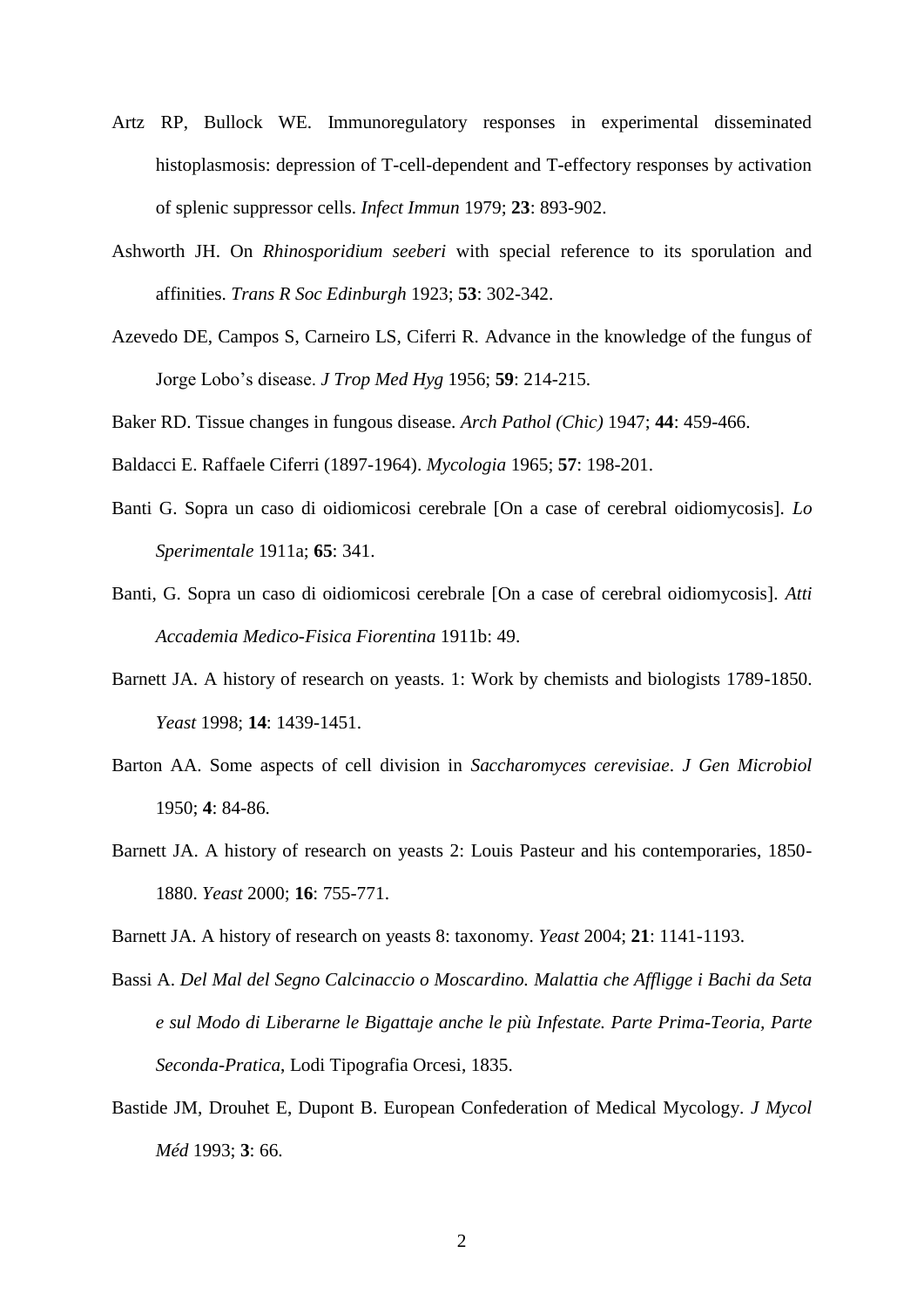Artz RP, Bullock WE. Immunoregulatory responses in experimental disseminated histoplasmosis: depression of T-cell-dependent and T-effectory responses by activation of splenic suppressor cells. *Infect Immun* 1979; **23**: 893-902.

Ashworth JH. On *Rhinosporidium seeberi* with special reference to its sporulation and affinities. *Trans R Soc Edinburgh* 1923; **53**: 302-342.

Azevedo DE, Campos S, Carneiro LS, Ciferri R. Advance in the knowledge of the fungus of Jorge Lobo's disease. *J Trop Med Hyg* 1956; **59**: 214-215.

Baker RD. Tissue changes in fungous disease. *Arch Pathol (Chic)* 1947; **44**: 459-466.

Baldacci E. Raffaele Ciferri (1897-1964). *Mycologia* 1965; **57**: 198-201.

Banti G. Sopra un caso di oidiomicosi cerebrale [On a case of cerebral oidiomycosis]. *Lo Sperimentale* 1911a; **65**: 341.

Banti, G. Sopra un caso di oidiomicosi cerebrale [On a case of cerebral oidiomycosis]. *Atti Accademia Medico-Fisica Fiorentina* 1911b: 49.

Barnett JA. A history of research on yeasts. 1: Work by chemists and biologists 1789-1850. *Yeast* 1998; **14**: 1439-1451.

Barton AA. Some aspects of cell division in *Saccharomyces cerevisiae*. *J Gen Microbiol* 1950; **4**: 84-86.

Barnett JA. A history of research on yeasts 2: Louis Pasteur and his contemporaries, 1850-1880. *Yeast* 2000; **16**: 755-771.

Barnett JA. A history of research on yeasts 8: taxonomy. *Yeast* 2004; **21**: 1141-1193.

Bassi A. *Del Mal del Segno Calcinaccio o Moscardino. Malattia che Affligge i Bachi da Seta e sul Modo di Liberarne le Bigattaje anche le più Infestate. Parte Prima-Teoria, Parte Seconda-Pratica*, Lodi Tipografia Orcesi, 1835.

Bastide JM, Drouhet E, Dupont B. European Confederation of Medical Mycology. *J Mycol Méd* 1993; **3**: 66.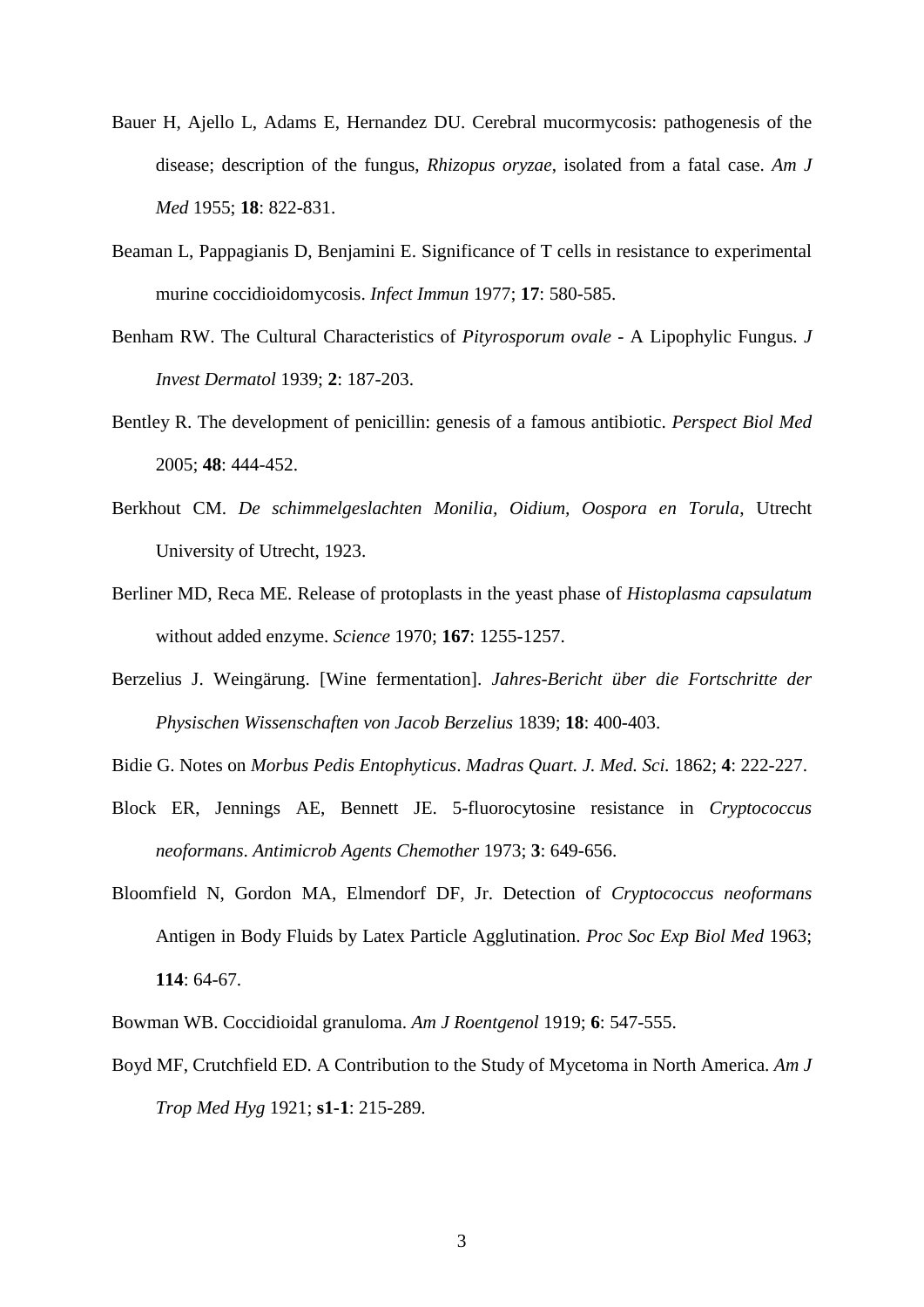Bauer H, Ajello L, Adams E, Hernandez DU. Cerebral mucormycosis: pathogenesis of the disease; description of the fungus, *Rhizopus oryzae*, isolated from a fatal case. *Am J Med* 1955; **18**: 822-831.

Beaman L, Pappagianis D, Benjamini E. Significance of T cells in resistance to experimental murine coccidioidomycosis. *Infect Immun* 1977; **17**: 580-585.

Benham RW. The Cultural Characteristics of *Pityrosporum ovale* - A Lipophylic Fungus. *J Invest Dermatol* 1939; **2**: 187-203.

Bentley R. The development of penicillin: genesis of a famous antibiotic. *Perspect Biol Med* 2005; **48**: 444-452.

Berkhout CM. *De schimmelgeslachten Monilia, Oidium, Oospora en Torula*, Utrecht University of Utrecht, 1923.

Berliner MD, Reca ME. Release of protoplasts in the yeast phase of *Histoplasma capsulatum* without added enzyme. *Science* 1970; **167**: 1255-1257.

Berzelius J. Weingärung. [Wine fermentation]. *Jahres-Bericht über die Fortschritte der Physischen Wissenschaften von Jacob Berzelius* 1839; **18**: 400-403.

Bidie G. Notes on *Morbus Pedis Entophyticus*. *Madras Quart. J. Med. Sci.* 1862; **4**: 222-227.

Block ER, Jennings AE, Bennett JE. 5-fluorocytosine resistance in *Cryptococcus neoformans*. *Antimicrob Agents Chemother* 1973; **3**: 649-656.

Bloomfield N, Gordon MA, Elmendorf DF, Jr. Detection of *Cryptococcus neoformans* Antigen in Body Fluids by Latex Particle Agglutination. *Proc Soc Exp Biol Med* 1963; **114**: 64-67.

Bowman WB. Coccidioidal granuloma. *Am J Roentgenol* 1919; **6**: 547-555.

Boyd MF, Crutchfield ED. A Contribution to the Study of Mycetoma in North America. *Am J Trop Med Hyg* 1921; **s1-1**: 215-289.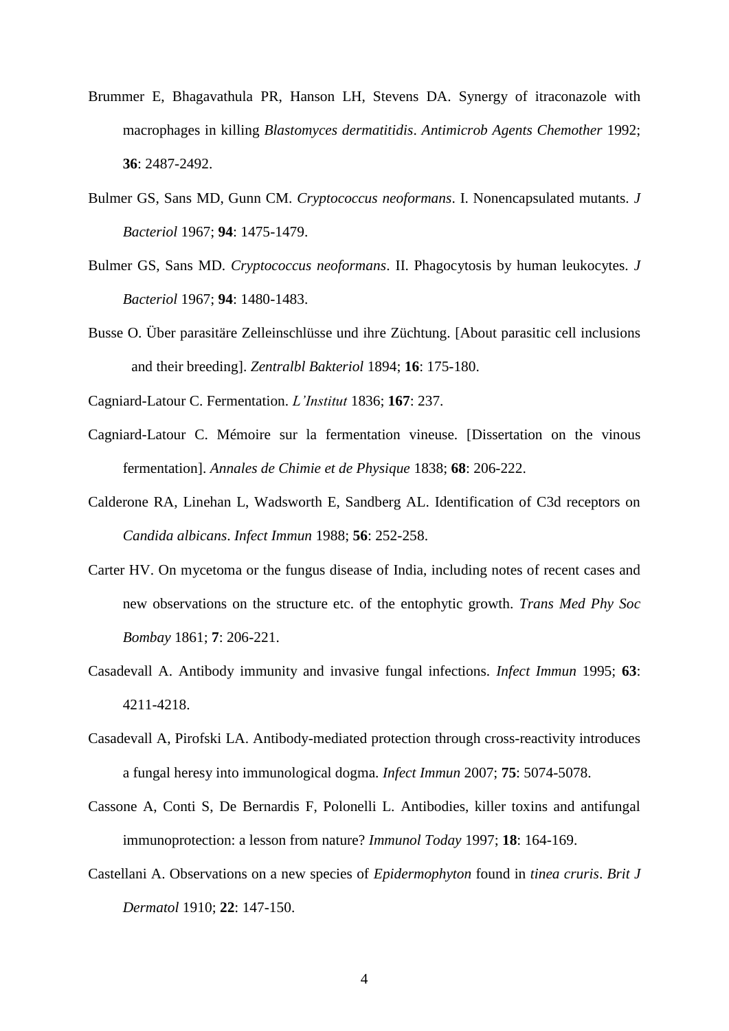Brummer E, Bhagavathula PR, Hanson LH, Stevens DA. Synergy of itraconazole with macrophages in killing *Blastomyces dermatitidis*. *Antimicrob Agents Chemother* 1992; **36**: 2487-2492.

Bulmer GS, Sans MD, Gunn CM. *Cryptococcus neoformans*. I. Nonencapsulated mutants. *J Bacteriol* 1967; **94**: 1475-1479.

Bulmer GS, Sans MD. *Cryptococcus neoformans*. II. Phagocytosis by human leukocytes. *J Bacteriol* 1967; **94**: 1480-1483.

Busse O. Über parasitäre Zelleinschlüsse und ihre Züchtung. [About parasitic cell inclusions and their breeding]. *Zentralbl Bakteriol* 1894; **16**: 175-180.

Cagniard-Latour C. Fermentation. *L'Institut* 1836; **167**: 237.

Cagniard-Latour C. Mémoire sur la fermentation vineuse. [Dissertation on the vinous fermentation]. *Annales de Chimie et de Physique* 1838; **68**: 206-222.

Calderone RA, Linehan L, Wadsworth E, Sandberg AL. Identification of C3d receptors on *Candida albicans*. *Infect Immun* 1988; **56**: 252-258.

Carter HV. On mycetoma or the fungus disease of India, including notes of recent cases and new observations on the structure etc. of the entophytic growth. *Trans Med Phy Soc Bombay* 1861; **7**: 206-221.

Casadevall A. Antibody immunity and invasive fungal infections. *Infect Immun* 1995; **63**: 4211-4218.

Casadevall A, Pirofski LA. Antibody-mediated protection through cross-reactivity introduces a fungal heresy into immunological dogma. *Infect Immun* 2007; **75**: 5074-5078.

Cassone A, Conti S, De Bernardis F, Polonelli L. Antibodies, killer toxins and antifungal immunoprotection: a lesson from nature? *Immunol Today* 1997; **18**: 164-169.

Castellani A. Observations on a new species of *Epidermophyton* found in *tinea cruris*. *Brit J Dermatol* 1910; **22**: 147-150.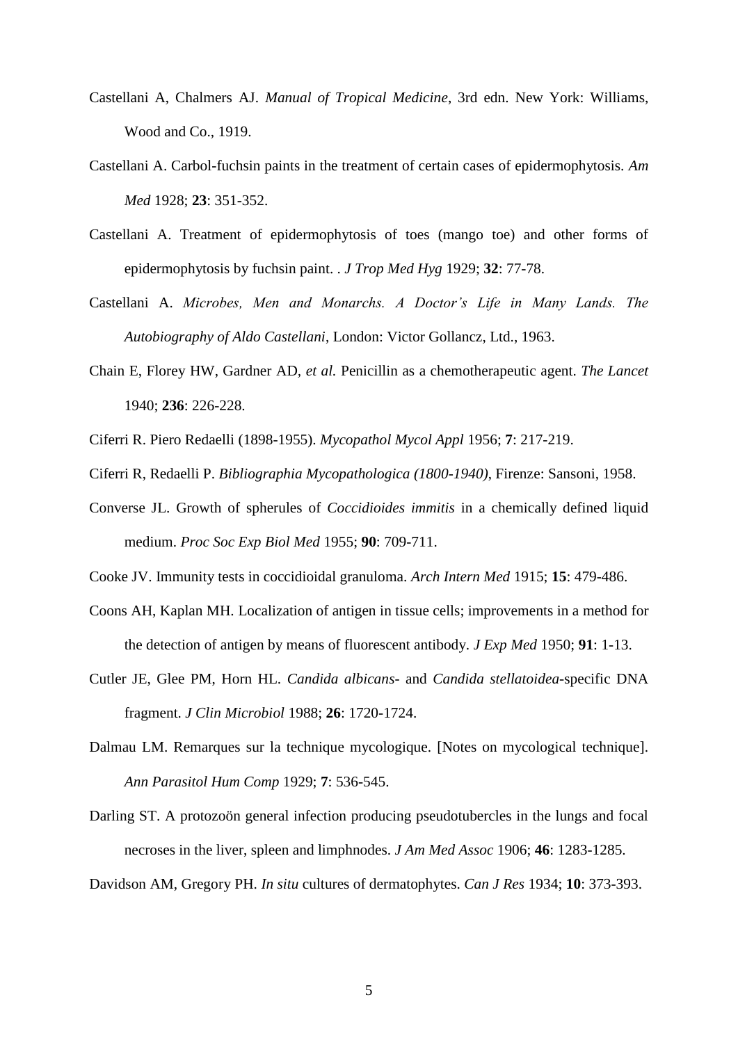Castellani A, Chalmers AJ. *Manual of Tropical Medicine*, 3rd edn. New York: Williams, Wood and Co., 1919.

Castellani A. Carbol-fuchsin paints in the treatment of certain cases of epidermophytosis. *Am Med* 1928; **23**: 351-352.

Castellani A. Treatment of epidermophytosis of toes (mango toe) and other forms of epidermophytosis by fuchsin paint. . *J Trop Med Hyg* 1929; **32**: 77-78.

Castellani A. *Microbes, Men and Monarchs. A Doctor's Life in Many Lands. The Autobiography of Aldo Castellani*, London: Victor Gollancz, Ltd., 1963.

Chain E, Florey HW, Gardner AD, *et al.* Penicillin as a chemotherapeutic agent. *The Lancet* 1940; **236**: 226-228.

Ciferri R. Piero Redaelli (1898-1955). *Mycopathol Mycol Appl* 1956; **7**: 217-219.

Ciferri R, Redaelli P. *Bibliographia Mycopathologica (1800-1940)*, Firenze: Sansoni, 1958.

Converse JL. Growth of spherules of *Coccidioides immitis* in a chemically defined liquid medium. *Proc Soc Exp Biol Med* 1955; **90**: 709-711.

Cooke JV. Immunity tests in coccidioidal granuloma. *Arch Intern Med* 1915; **15**: 479-486.

Coons AH, Kaplan MH. Localization of antigen in tissue cells; improvements in a method for the detection of antigen by means of fluorescent antibody. *J Exp Med* 1950; **91**: 1-13.

Cutler JE, Glee PM, Horn HL. *Candida albicans*- and *Candida stellatoidea*-specific DNA fragment. *J Clin Microbiol* 1988; **26**: 1720-1724.

Dalmau LM. Remarques sur la technique mycologique. [Notes on mycological technique]. *Ann Parasitol Hum Comp* 1929; **7**: 536-545.

Darling ST. A protozoön general infection producing pseudotubercles in the lungs and focal necroses in the liver, spleen and limphnodes. *J Am Med Assoc* 1906; **46**: 1283-1285.

Davidson AM, Gregory PH. *In situ* cultures of dermatophytes. *Can J Res* 1934; **10**: 373-393.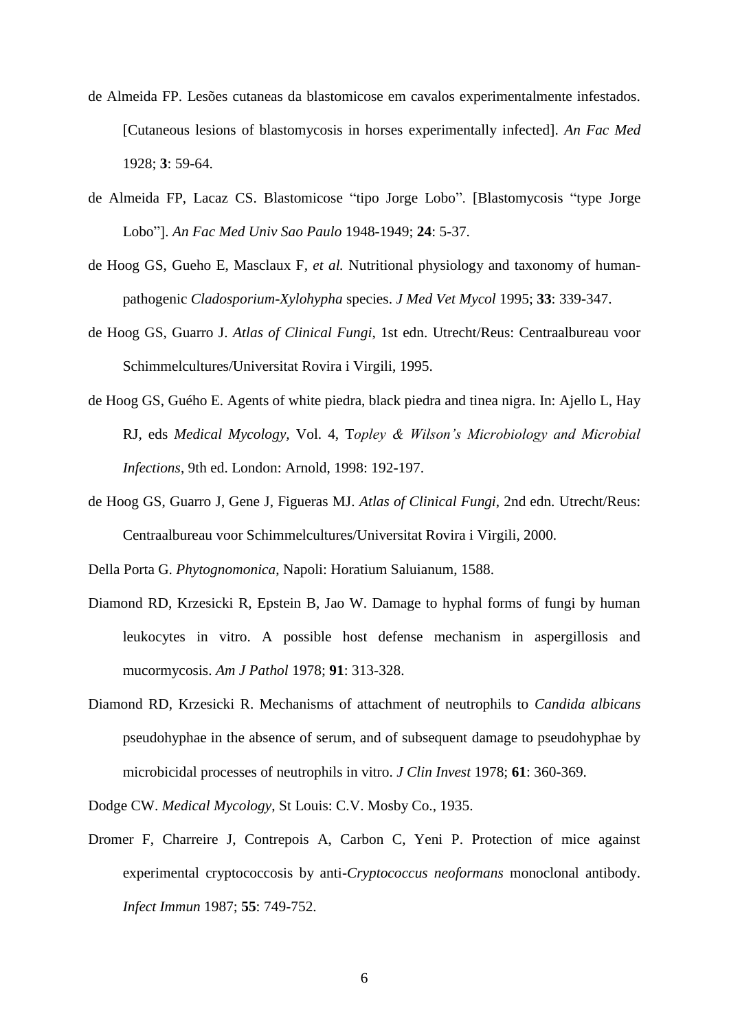de Almeida FP. Lesões cutaneas da blastomicose em cavalos experimentalmente infestados. [Cutaneous lesions of blastomycosis in horses experimentally infected]. *An Fac Med* 1928; **3**: 59-64.

de Almeida FP, Lacaz CS. Blastomicose "tipo Jorge Lobo". [Blastomycosis "type Jorge Lobo"]. *An Fac Med Univ Sao Paulo* 1948-1949; **24**: 5-37.

de Hoog GS, Gueho E, Masclaux F, *et al.* Nutritional physiology and taxonomy of human-pathogenic *Cladosporium-Xylohypha* species. *J Med Vet Mycol* 1995; **33**: 339-347.

de Hoog GS, Guarro J. *Atlas of Clinical Fungi*, 1st edn. Utrecht/Reus: Centraalbureau voor Schimmelcultures/Universitat Rovira i Virgili, 1995.

de Hoog GS, Guého E. Agents of white piedra, black piedra and tinea nigra. In: Ajello L, Hay RJ, eds *Medical Mycology,* Vol. 4, T*opley & Wilson's Microbiology and Microbial Infections*, 9th ed. London: Arnold, 1998: 192-197.

de Hoog GS, Guarro J, Gene J, Figueras MJ. *Atlas of Clinical Fungi*, 2nd edn. Utrecht/Reus: Centraalbureau voor Schimmelcultures/Universitat Rovira i Virgili, 2000.

Della Porta G. *Phytognomonica*, Napoli: Horatium Saluianum, 1588.

Diamond RD, Krzesicki R, Epstein B, Jao W. Damage to hyphal forms of fungi by human leukocytes in vitro. A possible host defense mechanism in aspergillosis and mucormycosis. *Am J Pathol* 1978; **91**: 313-328.

Diamond RD, Krzesicki R. Mechanisms of attachment of neutrophils to *Candida albicans* pseudohyphae in the absence of serum, and of subsequent damage to pseudohyphae by microbicidal processes of neutrophils in vitro. *J Clin Invest* 1978; **61**: 360-369.

Dodge CW. *Medical Mycology*, St Louis: C.V. Mosby Co., 1935.

Dromer F, Charreire J, Contrepois A, Carbon C, Yeni P. Protection of mice against experimental cryptococcosis by anti-*Cryptococcus neoformans* monoclonal antibody. *Infect Immun* 1987; **55**: 749-752.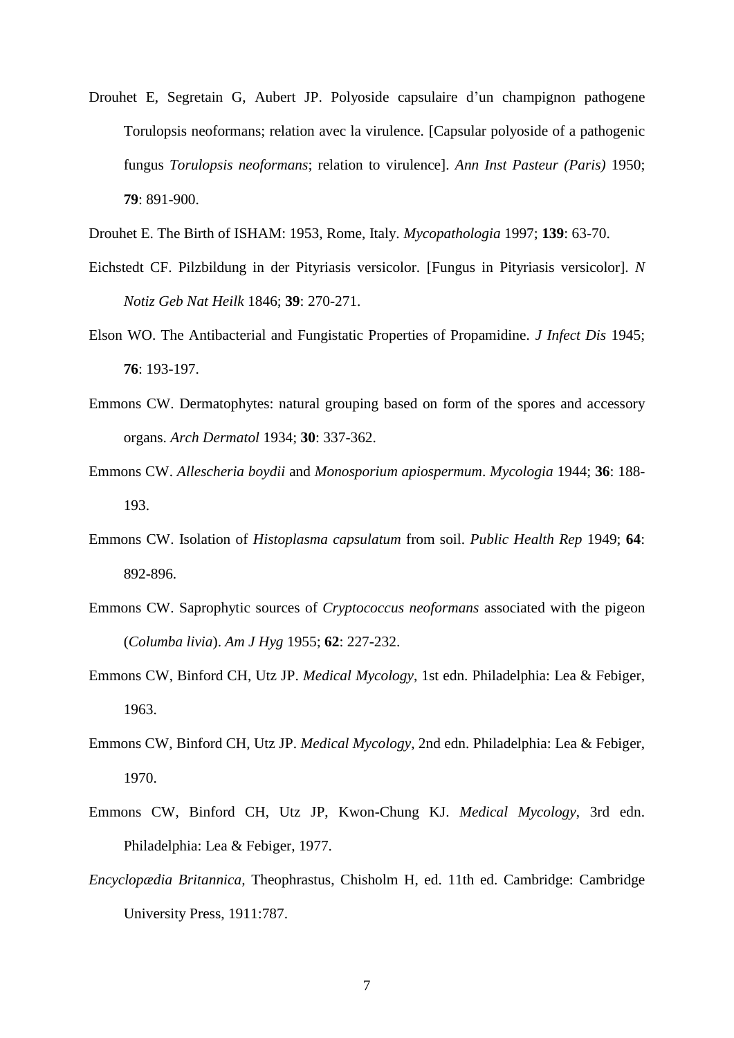Drouhet E, Segretain G, Aubert JP. Polyoside capsulaire d'un champignon pathogene Torulopsis neoformans; relation avec la virulence. [Capsular polyoside of a pathogenic fungus *Torulopsis neoformans*; relation to virulence]. *Ann Inst Pasteur (Paris)* 1950; **79**: 891-900.

Drouhet E. The Birth of ISHAM: 1953, Rome, Italy. *Mycopathologia* 1997; **139**: 63-70.

Eichstedt CF. Pilzbildung in der Pityriasis versicolor. [Fungus in Pityriasis versicolor]. *N Notiz Geb Nat Heilk* 1846; **39**: 270-271.

Elson WO. The Antibacterial and Fungistatic Properties of Propamidine. *J Infect Dis* 1945; **76**: 193-197.

Emmons CW. Dermatophytes: natural grouping based on form of the spores and accessory organs. *Arch Dermatol* 1934; **30**: 337-362.

Emmons CW. *Allescheria boydii* and *Monosporium apiospermum*. *Mycologia* 1944; **36**: 188-193.

Emmons CW. Isolation of *Histoplasma capsulatum* from soil. *Public Health Rep* 1949; **64**: 892-896.

Emmons CW. Saprophytic sources of *Cryptococcus neoformans* associated with the pigeon (*Columba livia*). *Am J Hyg* 1955; **62**: 227-232.

Emmons CW, Binford CH, Utz JP. *Medical Mycology*, 1st edn. Philadelphia: Lea & Febiger, 1963.

Emmons CW, Binford CH, Utz JP. *Medical Mycology*, 2nd edn. Philadelphia: Lea & Febiger, 1970.

Emmons CW, Binford CH, Utz JP, Kwon-Chung KJ. *Medical Mycology*, 3rd edn. Philadelphia: Lea & Febiger, 1977.

*Encyclopædia Britannica,* Theophrastus, Chisholm H, ed. 11th ed. Cambridge: Cambridge University Press, 1911:787.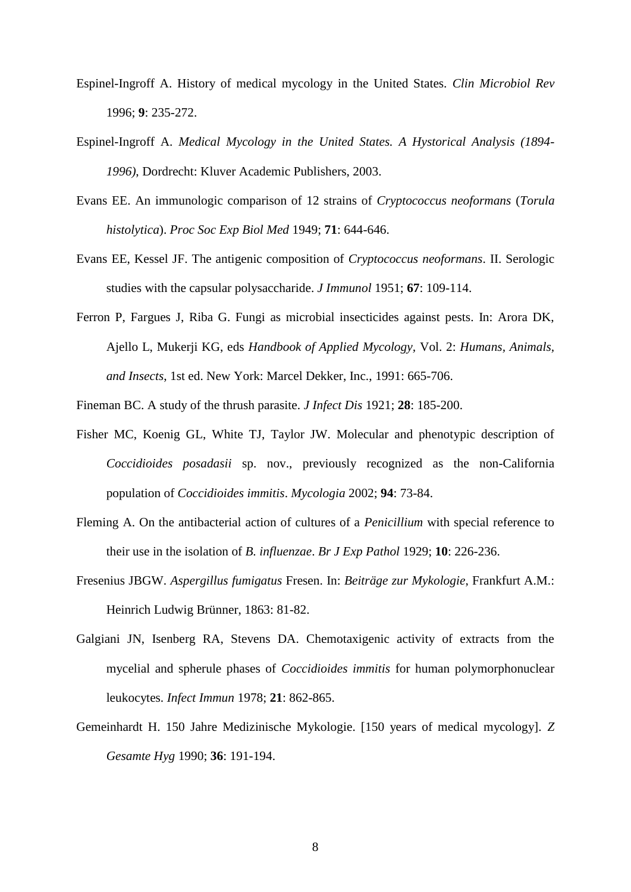Espinel-Ingroff A. History of medical mycology in the United States. *Clin Microbiol Rev* 1996; **9**: 235-272.

Espinel-Ingroff A. *Medical Mycology in the United States. A Hystorical Analysis (1894-1996)*, Dordrecht: Kluver Academic Publishers, 2003.

Evans EE. An immunologic comparison of 12 strains of *Cryptococcus neoformans* (*Torula histolytica*). *Proc Soc Exp Biol Med* 1949; **71**: 644-646.

Evans EE, Kessel JF. The antigenic composition of *Cryptococcus neoformans*. II. Serologic studies with the capsular polysaccharide. *J Immunol* 1951; **67**: 109-114.

Ferron P, Fargues J, Riba G. Fungi as microbial insecticides against pests. In: Arora DK, Ajello L, Mukerji KG, eds *Handbook of Applied Mycology*, Vol. 2: *Humans, Animals, and Insects*, 1st ed. New York: Marcel Dekker, Inc., 1991: 665-706.

Fineman BC. A study of the thrush parasite. *J Infect Dis* 1921; **28**: 185-200.

Fisher MC, Koenig GL, White TJ, Taylor JW. Molecular and phenotypic description of *Coccidioides posadasii* sp. nov., previously recognized as the non-California population of *Coccidioides immitis*. *Mycologia* 2002; **94**: 73-84.

Fleming A. On the antibacterial action of cultures of a *Penicillium* with special reference to their use in the isolation of *B. influenzae*. *Br J Exp Pathol* 1929; **10**: 226-236.

Fresenius JBGW. *Aspergillus fumigatus* Fresen. In: *Beiträge zur Mykologie*, Frankfurt A.M.: Heinrich Ludwig Brünner, 1863: 81-82.

Galgiani JN, Isenberg RA, Stevens DA. Chemotaxigenic activity of extracts from the mycelial and spherule phases of *Coccidioides immitis* for human polymorphonuclear leukocytes. *Infect Immun* 1978; **21**: 862-865.

Gemeinhardt H. 150 Jahre Medizinische Mykologie. [150 years of medical mycology]. *Z Gesamte Hyg* 1990; **36**: 191-194.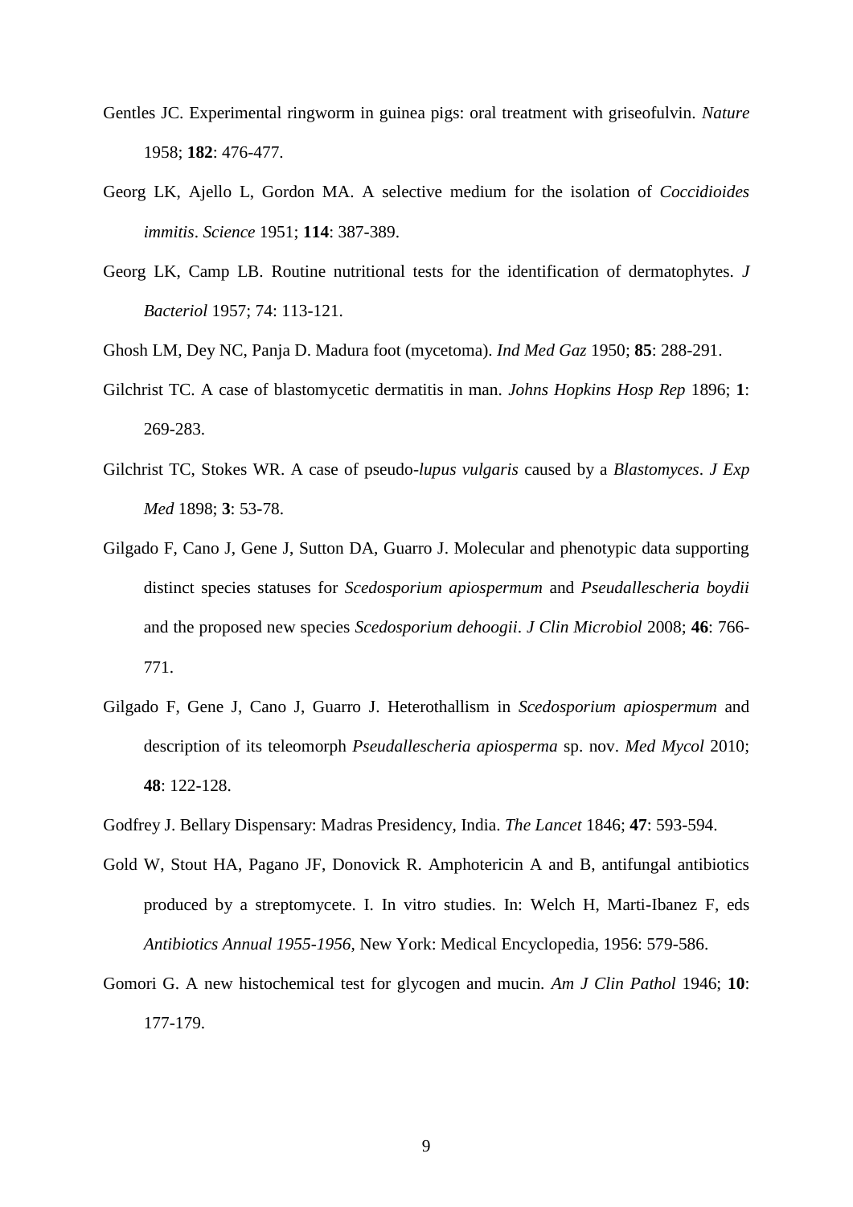Gentles JC. Experimental ringworm in guinea pigs: oral treatment with griseofulvin. *Nature* 1958; **182**: 476-477.

Georg LK, Ajello L, Gordon MA. A selective medium for the isolation of *Coccidioides immitis*. *Science* 1951; **114**: 387-389.

Georg LK, Camp LB. Routine nutritional tests for the identification of dermatophytes. *J Bacteriol* 1957; 74: 113-121.

Ghosh LM, Dey NC, Panja D. Madura foot (mycetoma). *Ind Med Gaz* 1950; **85**: 288-291.

Gilchrist TC. A case of blastomycetic dermatitis in man. *Johns Hopkins Hosp Rep* 1896; **1**: 269-283.

Gilchrist TC, Stokes WR. A case of pseudo-*lupus vulgaris* caused by a *Blastomyces*. *J Exp Med* 1898; **3**: 53-78.

Gilgado F, Cano J, Gene J, Sutton DA, Guarro J. Molecular and phenotypic data supporting distinct species statuses for *Scedosporium apiospermum* and *Pseudallescheria boydii* and the proposed new species *Scedosporium dehoogii*. *J Clin Microbiol* 2008; **46**: 766-771.

Gilgado F, Gene J, Cano J, Guarro J. Heterothallism in *Scedosporium apiospermum* and description of its teleomorph *Pseudallescheria apiosperma* sp. nov. *Med Mycol* 2010; **48**: 122-128.

Godfrey J. Bellary Dispensary: Madras Presidency, India. *The Lancet* 1846; **47**: 593-594.

Gold W, Stout HA, Pagano JF, Donovick R. Amphotericin A and B, antifungal antibiotics produced by a streptomycete. I. In vitro studies. In: Welch H, Marti-Ibanez F, eds *Antibiotics Annual 1955-1956*, New York: Medical Encyclopedia, 1956: 579-586.

Gomori G. A new histochemical test for glycogen and mucin. *Am J Clin Pathol* 1946; **10**: 177-179.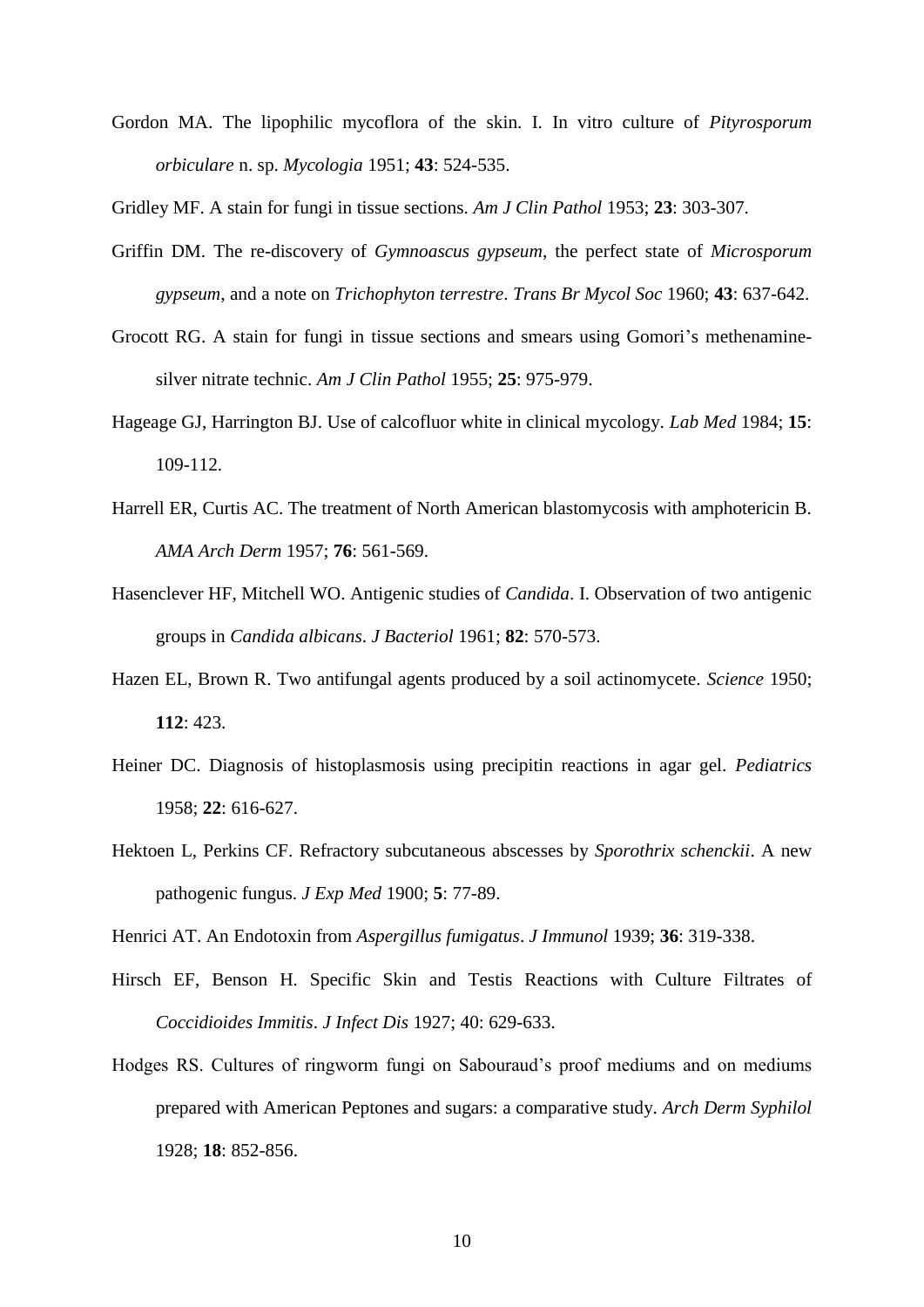Gordon MA. The lipophilic mycoflora of the skin. I. In vitro culture of *Pityrosporum orbiculare* n. sp. *Mycologia* 1951; **43**: 524-535.

Gridley MF. A stain for fungi in tissue sections. *Am J Clin Pathol* 1953; **23**: 303-307.

Griffin DM. The re-discovery of *Gymnoascus gypseum*, the perfect state of *Microsporum gypseum*, and a note on *Trichophyton terrestre*. *Trans Br Mycol Soc* 1960; **43**: 637-642.

Grocott RG. A stain for fungi in tissue sections and smears using Gomori's methenamine-silver nitrate technic. *Am J Clin Pathol* 1955; **25**: 975-979.

Hageage GJ, Harrington BJ. Use of calcofluor white in clinical mycology. *Lab Med* 1984; **15**: 109-112.

Harrell ER, Curtis AC. The treatment of North American blastomycosis with amphotericin B. *AMA Arch Derm* 1957; **76**: 561-569.

Hasenclever HF, Mitchell WO. Antigenic studies of *Candida*. I. Observation of two antigenic groups in *Candida albicans*. *J Bacteriol* 1961; **82**: 570-573.

Hazen EL, Brown R. Two antifungal agents produced by a soil actinomycete. *Science* 1950; **112**: 423.

Heiner DC. Diagnosis of histoplasmosis using precipitin reactions in agar gel. *Pediatrics* 1958; **22**: 616-627.

Hektoen L, Perkins CF. Refractory subcutaneous abscesses by *Sporothrix schenckii*. A new pathogenic fungus. *J Exp Med* 1900; **5**: 77-89.

Henrici AT. An Endotoxin from *Aspergillus fumigatus*. *J Immunol* 1939; **36**: 319-338.

Hirsch EF, Benson H. Specific Skin and Testis Reactions with Culture Filtrates of *Coccidioides Immitis*. *J Infect Dis* 1927; 40: 629-633.

Hodges RS. Cultures of ringworm fungi on Sabouraud's proof mediums and on mediums prepared with American Peptones and sugars: a comparative study. *Arch Derm Syphilol* 1928; **18**: 852-856.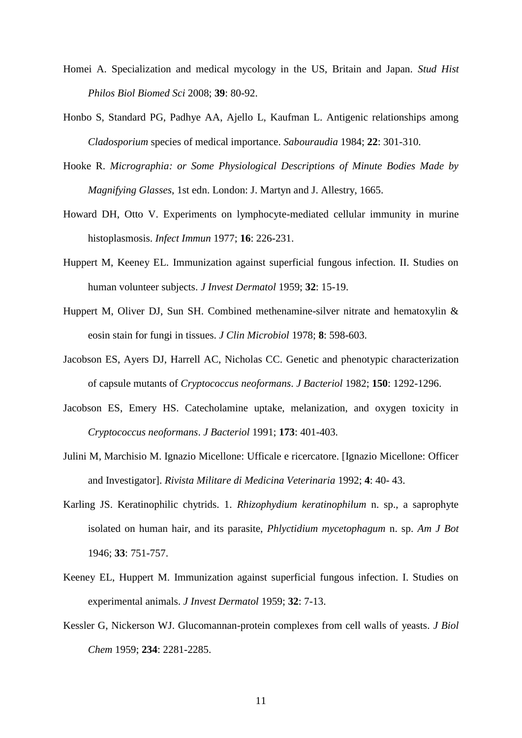Homei A. Specialization and medical mycology in the US, Britain and Japan. *Stud Hist Philos Biol Biomed Sci* 2008; **39**: 80-92.

Honbo S, Standard PG, Padhye AA, Ajello L, Kaufman L. Antigenic relationships among *Cladosporium* species of medical importance. *Sabouraudia* 1984; **22**: 301-310.

Hooke R. *Micrographia: or Some Physiological Descriptions of Minute Bodies Made by Magnifying Glasses*, 1st edn. London: J. Martyn and J. Allestry, 1665.

Howard DH, Otto V. Experiments on lymphocyte-mediated cellular immunity in murine histoplasmosis. *Infect Immun* 1977; **16**: 226-231.

Huppert M, Keeney EL. Immunization against superficial fungous infection. II. Studies on human volunteer subjects. *J Invest Dermatol* 1959; **32**: 15-19.

Huppert M, Oliver DJ, Sun SH. Combined methenamine-silver nitrate and hematoxylin & eosin stain for fungi in tissues. *J Clin Microbiol* 1978; **8**: 598-603.

Jacobson ES, Ayers DJ, Harrell AC, Nicholas CC. Genetic and phenotypic characterization of capsule mutants of *Cryptococcus neoformans*. *J Bacteriol* 1982; **150**: 1292-1296.

Jacobson ES, Emery HS. Catecholamine uptake, melanization, and oxygen toxicity in *Cryptococcus neoformans*. *J Bacteriol* 1991; **173**: 401-403.

Julini M, Marchisio M. Ignazio Micellone: Ufficale e ricercatore. [Ignazio Micellone: Officer and Investigator]. *Rivista Militare di Medicina Veterinaria* 1992; **4**: 40- 43.

Karling JS. Keratinophilic chytrids. 1. *Rhizophydium keratinophilum* n. sp., a saprophyte isolated on human hair, and its parasite, *Phlyctidium mycetophagum* n. sp. *Am J Bot* 1946; **33**: 751-757.

Keeney EL, Huppert M. Immunization against superficial fungous infection. I. Studies on experimental animals. *J Invest Dermatol* 1959; **32**: 7-13.

Kessler G, Nickerson WJ. Glucomannan-protein complexes from cell walls of yeasts. *J Biol Chem* 1959; **234**: 2281-2285.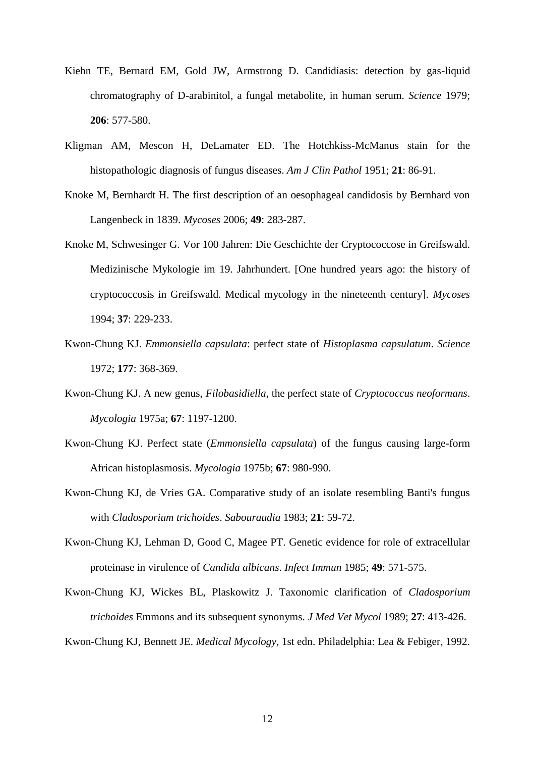Kiehn TE, Bernard EM, Gold JW, Armstrong D. Candidiasis: detection by gas-liquid chromatography of D-arabinitol, a fungal metabolite, in human serum. *Science* 1979; **206**: 577-580.

Kligman AM, Mescon H, DeLamater ED. The Hotchkiss-McManus stain for the histopathologic diagnosis of fungus diseases. *Am J Clin Pathol* 1951; **21**: 86-91.

Knoke M, Bernhardt H. The first description of an oesophageal candidosis by Bernhard von Langenbeck in 1839. *Mycoses* 2006; **49**: 283-287.

Knoke M, Schwesinger G. Vor 100 Jahren: Die Geschichte der Cryptococcose in Greifswald. Medizinische Mykologie im 19. Jahrhundert. [One hundred years ago: the history of cryptococcosis in Greifswald. Medical mycology in the nineteenth century]. *Mycoses* 1994; **37**: 229-233.

Kwon-Chung KJ. *Emmonsiella capsulata*: perfect state of *Histoplasma capsulatum*. *Science* 1972; **177**: 368-369.

Kwon-Chung KJ. A new genus, *Filobasidiella*, the perfect state of *Cryptococcus neoformans*. *Mycologia* 1975a; **67**: 1197-1200.

Kwon-Chung KJ. Perfect state (*Emmonsiella capsulata*) of the fungus causing large-form African histoplasmosis. *Mycologia* 1975b; **67**: 980-990.

Kwon-Chung KJ, de Vries GA. Comparative study of an isolate resembling Banti's fungus with *Cladosporium trichoides*. *Sabouraudia* 1983; **21**: 59-72.

Kwon-Chung KJ, Lehman D, Good C, Magee PT. Genetic evidence for role of extracellular proteinase in virulence of *Candida albicans*. *Infect Immun* 1985; **49**: 571-575.

Kwon-Chung KJ, Wickes BL, Plaskowitz J. Taxonomic clarification of *Cladosporium trichoides* Emmons and its subsequent synonyms. *J Med Vet Mycol* 1989; **27**: 413-426.

Kwon-Chung KJ, Bennett JE. *Medical Mycology*, 1st edn. Philadelphia: Lea & Febiger, 1992.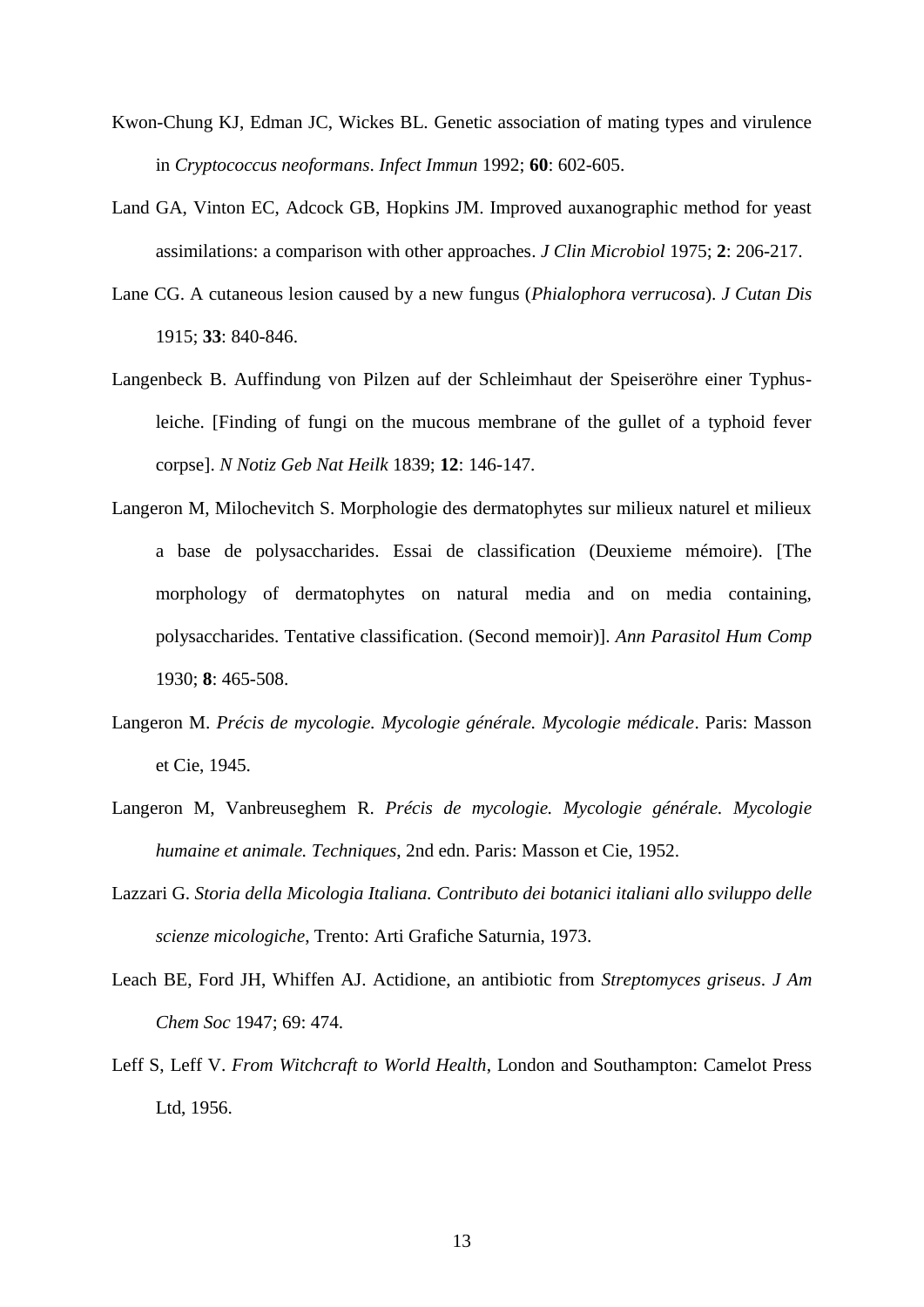Kwon-Chung KJ, Edman JC, Wickes BL. Genetic association of mating types and virulence in *Cryptococcus neoformans*. *Infect Immun* 1992; **60**: 602-605.

Land GA, Vinton EC, Adcock GB, Hopkins JM. Improved auxanographic method for yeast assimilations: a comparison with other approaches. *J Clin Microbiol* 1975; **2**: 206-217.

Lane CG. A cutaneous lesion caused by a new fungus (*Phialophora verrucosa*). *J Cutan Dis* 1915; **33**: 840-846.

Langenbeck B. Auffindung von Pilzen auf der Schleimhaut der Speiseröhre einer Typhus-leiche. [Finding of fungi on the mucous membrane of the gullet of a typhoid fever corpse]. *N Notiz Geb Nat Heilk* 1839; **12**: 146-147.

Langeron M, Milochevitch S. Morphologie des dermatophytes sur milieux naturel et milieux a base de polysaccharides. Essai de classification (Deuxieme mémoire). [The morphology of dermatophytes on natural media and on media containing, polysaccharides. Tentative classification. (Second memoir)]. *Ann Parasitol Hum Comp* 1930; **8**: 465-508.

Langeron M. *Précis de mycologie. Mycologie générale. Mycologie médicale*. Paris: Masson et Cie, 1945.

Langeron M, Vanbreuseghem R. *Précis de mycologie. Mycologie générale. Mycologie humaine et animale. Techniques*, 2nd edn. Paris: Masson et Cie, 1952.

Lazzari G. *Storia della Micologia Italiana. Contributo dei botanici italiani allo sviluppo delle scienze micologiche*, Trento: Arti Grafiche Saturnia, 1973.

Leach BE, Ford JH, Whiffen AJ. Actidione, an antibiotic from *Streptomyces griseus*. *J Am Chem Soc* 1947; 69: 474.

Leff S, Leff V. *From Witchcraft to World Health*, London and Southampton: Camelot Press Ltd, 1956.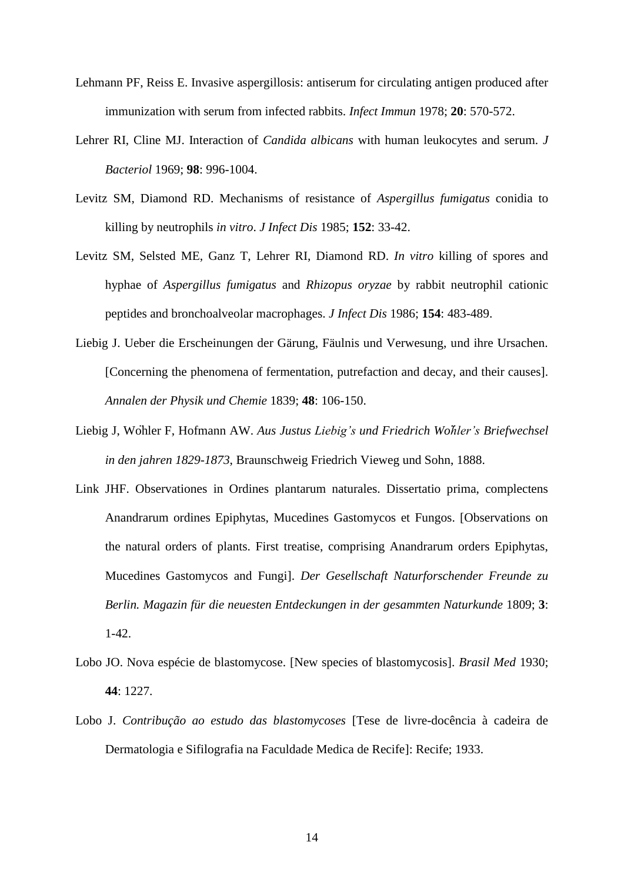Lehmann PF, Reiss E. Invasive aspergillosis: antiserum for circulating antigen produced after immunization with serum from infected rabbits. *Infect Immun* 1978; **20**: 570-572.

Lehrer RI, Cline MJ. Interaction of *Candida albicans* with human leukocytes and serum. *J Bacteriol* 1969; **98**: 996-1004.

Levitz SM, Diamond RD. Mechanisms of resistance of *Aspergillus fumigatus* conidia to killing by neutrophils *in vitro*. *J Infect Dis* 1985; **152**: 33-42.

Levitz SM, Selsted ME, Ganz T, Lehrer RI, Diamond RD. *In vitro* killing of spores and hyphae of *Aspergillus fumigatus* and *Rhizopus oryzae* by rabbit neutrophil cationic peptides and bronchoalveolar macrophages. *J Infect Dis* 1986; **154**: 483-489.

Liebig J. Ueber die Erscheinungen der Gärung, Fäulnis und Verwesung, und ihre Ursachen. [Concerning the phenomena of fermentation, putrefaction and decay, and their causes]. *Annalen der Physik und Chemie* 1839; **48**: 106-150.

Liebig J, Wöhler F, Hofmann AW. *Aus Justus Liebig's und Friedrich Wöhler's Briefwechsel in den jahren 1829-1873*, Braunschweig Friedrich Vieweg und Sohn, 1888.

Link JHF. Observationes in Ordines plantarum naturales. Dissertatio prima, complectens Anandrarum ordines Epiphytas, Mucedines Gastomycos et Fungos. [Observations on the natural orders of plants. First treatise, comprising Anandrarum orders Epiphytas, Mucedines Gastomycos and Fungi]. *Der Gesellschaft Naturforschender Freunde zu Berlin. Magazin für die neuesten Entdeckungen in der gesammten Naturkunde* 1809; **3**: 1-42.

Lobo JO. Nova espécie de blastomycose. [New species of blastomycosis]. *Brasil Med* 1930; **44**: 1227.

Lobo J. *Contribução ao estudo das blastomycoses* [Tese de livre-docência à cadeira de Dermatologia e Sifilografia na Faculdade Medica de Recife]: Recife; 1933.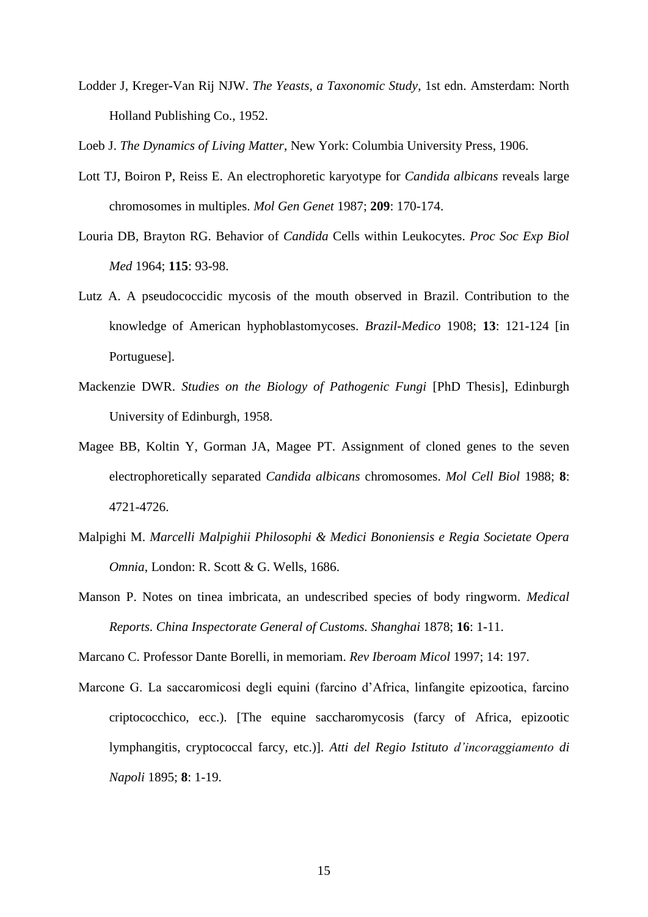Lodder J, Kreger-Van Rij NJW. *The Yeasts, a Taxonomic Study*, 1st edn. Amsterdam: North Holland Publishing Co., 1952.

Loeb J. *The Dynamics of Living Matter*, New York: Columbia University Press, 1906.

Lott TJ, Boiron P, Reiss E. An electrophoretic karyotype for *Candida albicans* reveals large chromosomes in multiples. *Mol Gen Genet* 1987; **209**: 170-174.

Louria DB, Brayton RG. Behavior of *Candida* Cells within Leukocytes. *Proc Soc Exp Biol Med* 1964; **115**: 93-98.

Lutz A. A pseudococcidic mycosis of the mouth observed in Brazil. Contribution to the knowledge of American hyphoblastomycoses. *Brazil-Medico* 1908; **13**: 121-124 [in Portuguese].

Mackenzie DWR. *Studies on the Biology of Pathogenic Fungi* [PhD Thesis], Edinburgh University of Edinburgh, 1958.

Magee BB, Koltin Y, Gorman JA, Magee PT. Assignment of cloned genes to the seven electrophoretically separated *Candida albicans* chromosomes. *Mol Cell Biol* 1988; **8**: 4721-4726.

Malpighi M. *Marcelli Malpighii Philosophi & Medici Bononiensis e Regia Societate Opera Omnia*, London: R. Scott & G. Wells, 1686.

Manson P. Notes on tinea imbricata, an undescribed species of body ringworm. *Medical Reports. China Inspectorate General of Customs. Shanghai* 1878; **16**: 1-11.

Marcano C. Professor Dante Borelli, in memoriam. *Rev Iberoam Micol* 1997; 14: 197.

Marcone G. La saccaromicosi degli equini (farcino d'Africa, linfangite epizootica, farcino criptococchico, ecc.). [The equine saccharomycosis (farcy of Africa, epizootic lymphangitis, cryptococcal farcy, etc.)]. *Atti del Regio Istituto d'incoraggiamento di Napoli* 1895; **8**: 1-19.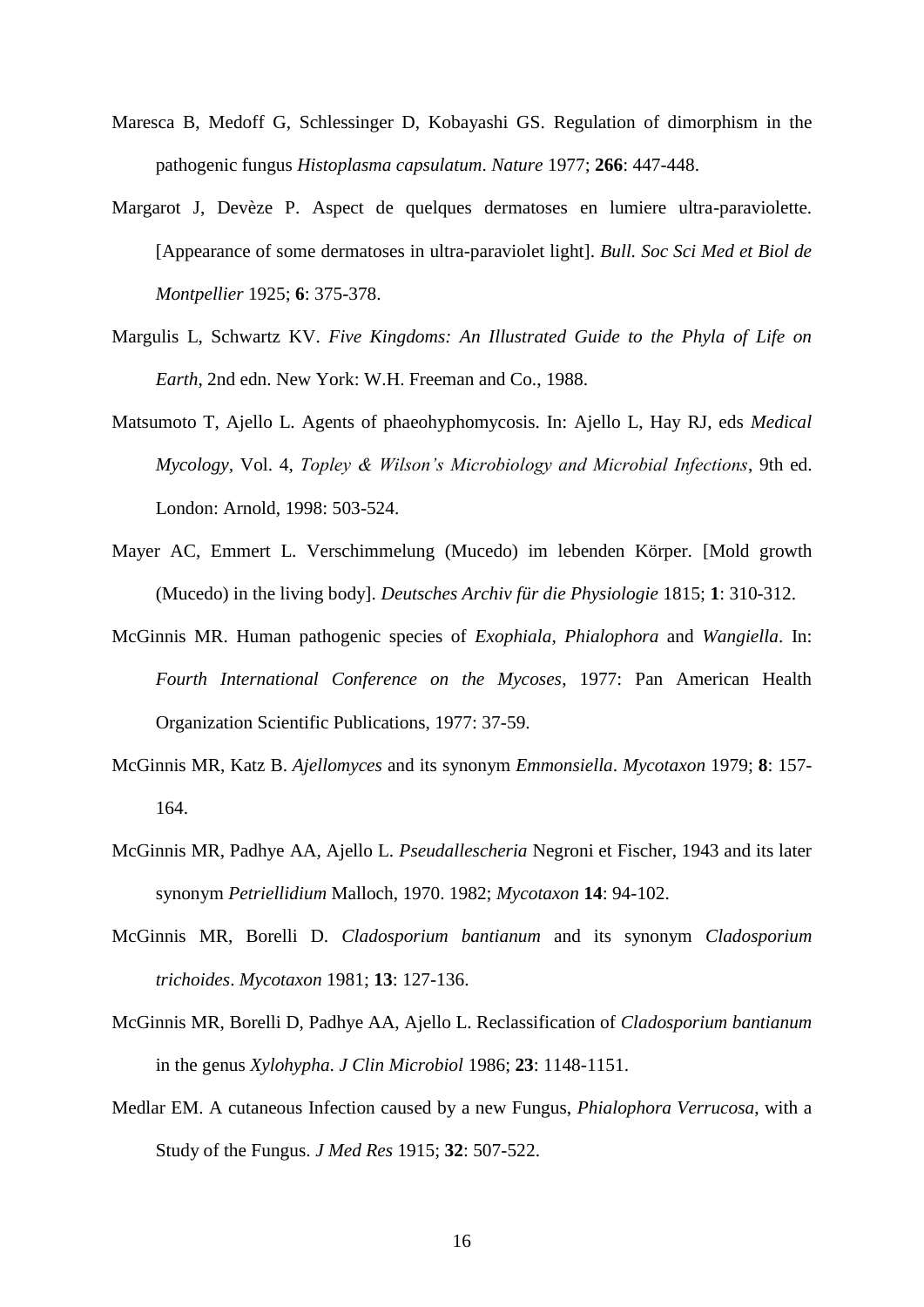Maresca B, Medoff G, Schlessinger D, Kobayashi GS. Regulation of dimorphism in the pathogenic fungus *Histoplasma capsulatum*. *Nature* 1977; **266**: 447-448.

Margarot J, Devèze P. Aspect de quelques dermatoses en lumiere ultra-paraviolette. [Appearance of some dermatoses in ultra-paraviolet light]. *Bull. Soc Sci Med et Biol de Montpellier* 1925; **6**: 375-378.

Margulis L, Schwartz KV. *Five Kingdoms: An Illustrated Guide to the Phyla of Life on Earth*, 2nd edn. New York: W.H. Freeman and Co., 1988.

Matsumoto T, Ajello L. Agents of phaeohyphomycosis. In: Ajello L, Hay RJ, eds *Medical Mycology*, Vol. 4, *Topley & Wilson's Microbiology and Microbial Infections*, 9th ed. London: Arnold, 1998: 503-524.

Mayer AC, Emmert L. Verschimmelung (Mucedo) im lebenden Körper. [Mold growth (Mucedo) in the living body]. *Deutsches Archiv für die Physiologie* 1815; **1**: 310-312.

McGinnis MR. Human pathogenic species of *Exophiala, Phialophora* and *Wangiella*. In: *Fourth International Conference on the Mycoses*, 1977: Pan American Health Organization Scientific Publications, 1977: 37-59.

McGinnis MR, Katz B. *Ajellomyces* and its synonym *Emmonsiella*. *Mycotaxon* 1979; **8**: 157-164.

McGinnis MR, Padhye AA, Ajello L. *Pseudallescheria* Negroni et Fischer, 1943 and its later synonym *Petriellidium* Malloch, 1970. 1982; *Mycotaxon* **14**: 94-102.

McGinnis MR, Borelli D. *Cladosporium bantianum* and its synonym *Cladosporium trichoides*. *Mycotaxon* 1981; **13**: 127-136.

McGinnis MR, Borelli D, Padhye AA, Ajello L. Reclassification of *Cladosporium bantianum* in the genus *Xylohypha*. *J Clin Microbiol* 1986; **23**: 1148-1151.

Medlar EM. A cutaneous Infection caused by a new Fungus, *Phialophora Verrucosa*, with a Study of the Fungus. *J Med Res* 1915; **32**: 507-522.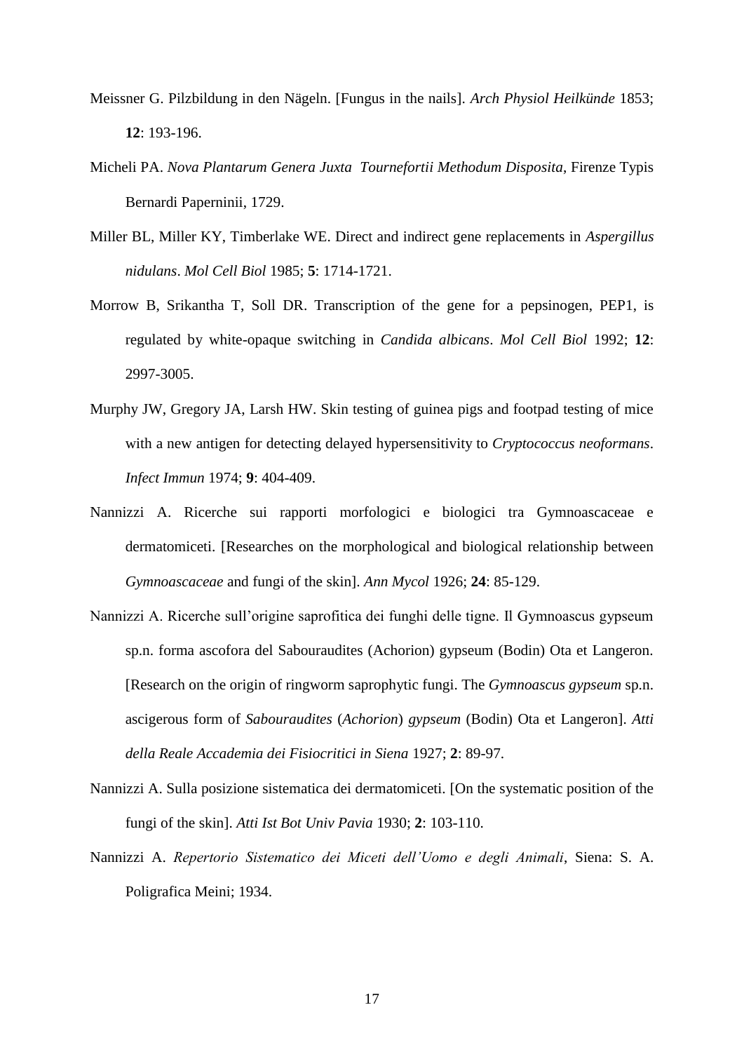Meissner G. Pilzbildung in den Nägeln. [Fungus in the nails]. *Arch Physiol Heilkünde* 1853; **12**: 193-196.

Micheli PA. *Nova Plantarum Genera Juxta Tournefortii Methodum Disposita*, Firenze Typis Bernardi Paperninii, 1729.

Miller BL, Miller KY, Timberlake WE. Direct and indirect gene replacements in *Aspergillus nidulans*. *Mol Cell Biol* 1985; **5**: 1714-1721.

Morrow B, Srikantha T, Soll DR. Transcription of the gene for a pepsinogen, PEP1, is regulated by white-opaque switching in *Candida albicans*. *Mol Cell Biol* 1992; **12**: 2997-3005.

Murphy JW, Gregory JA, Larsh HW. Skin testing of guinea pigs and footpad testing of mice with a new antigen for detecting delayed hypersensitivity to *Cryptococcus neoformans*. *Infect Immun* 1974; **9**: 404-409.

Nannizzi A. Ricerche sui rapporti morfologici e biologici tra Gymnoascaceae e dermatomiceti. [Researches on the morphological and biological relationship between *Gymnoascaceae* and fungi of the skin]. *Ann Mycol* 1926; **24**: 85-129.

Nannizzi A. Ricerche sull'origine saprofitica dei funghi delle tigne. Il Gymnoascus gypseum sp.n. forma ascofora del Sabouraudites (Achorion) gypseum (Bodin) Ota et Langeron. [Research on the origin of ringworm saprophytic fungi. The *Gymnoascus gypseum* sp.n. ascigerous form of *Sabouraudites* (*Achorion*) *gypseum* (Bodin) Ota et Langeron]. *Atti della Reale Accademia dei Fisiocritici in Siena* 1927; **2**: 89-97.

Nannizzi A. Sulla posizione sistematica dei dermatomiceti. [On the systematic position of the fungi of the skin]. *Atti Ist Bot Univ Pavia* 1930; **2**: 103-110.

Nannizzi A. *Repertorio Sistematico dei Miceti dell'Uomo e degli Animali*, Siena: S. A. Poligrafica Meini; 1934.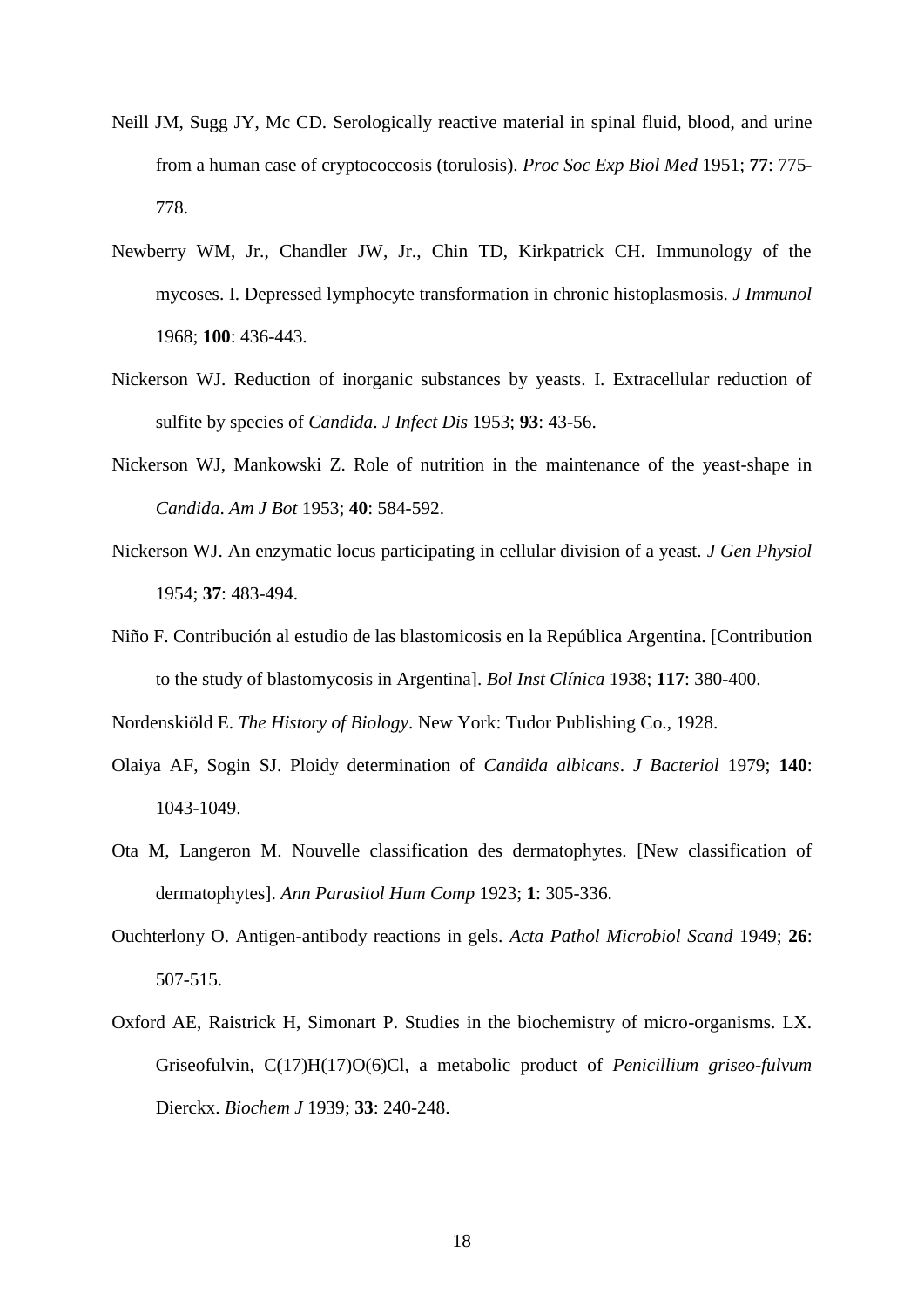Neill JM, Sugg JY, Mc CD. Serologically reactive material in spinal fluid, blood, and urine from a human case of cryptococcosis (torulosis). *Proc Soc Exp Biol Med* 1951; **77**: 775-778.

Newberry WM, Jr., Chandler JW, Jr., Chin TD, Kirkpatrick CH. Immunology of the mycoses. I. Depressed lymphocyte transformation in chronic histoplasmosis. *J Immunol* 1968; **100**: 436-443.

Nickerson WJ. Reduction of inorganic substances by yeasts. I. Extracellular reduction of sulfite by species of *Candida*. *J Infect Dis* 1953; **93**: 43-56.

Nickerson WJ, Mankowski Z. Role of nutrition in the maintenance of the yeast-shape in *Candida*. *Am J Bot* 1953; **40**: 584-592.

Nickerson WJ. An enzymatic locus participating in cellular division of a yeast. *J Gen Physiol* 1954; **37**: 483-494.

Niño F. Contribución al estudio de las blastomicosis en la República Argentina. [Contribution to the study of blastomycosis in Argentina]. *Bol Inst Clínica* 1938; **117**: 380-400.

Nordenskiöld E. *The History of Biology*. New York: Tudor Publishing Co., 1928.

Olaiya AF, Sogin SJ. Ploidy determination of *Candida albicans*. *J Bacteriol* 1979; **140**: 1043-1049.

Ota M, Langeron M. Nouvelle classification des dermatophytes. [New classification of dermatophytes]. *Ann Parasitol Hum Comp* 1923; **1**: 305-336.

Ouchterlony O. Antigen-antibody reactions in gels. *Acta Pathol Microbiol Scand* 1949; **26**: 507-515.

Oxford AE, Raistrick H, Simonart P. Studies in the biochemistry of micro-organisms. LX. Griseofulvin, C(17)H(17)O(6)Cl, a metabolic product of *Penicillium griseo-fulvum* Dierckx. *Biochem J* 1939; **33**: 240-248.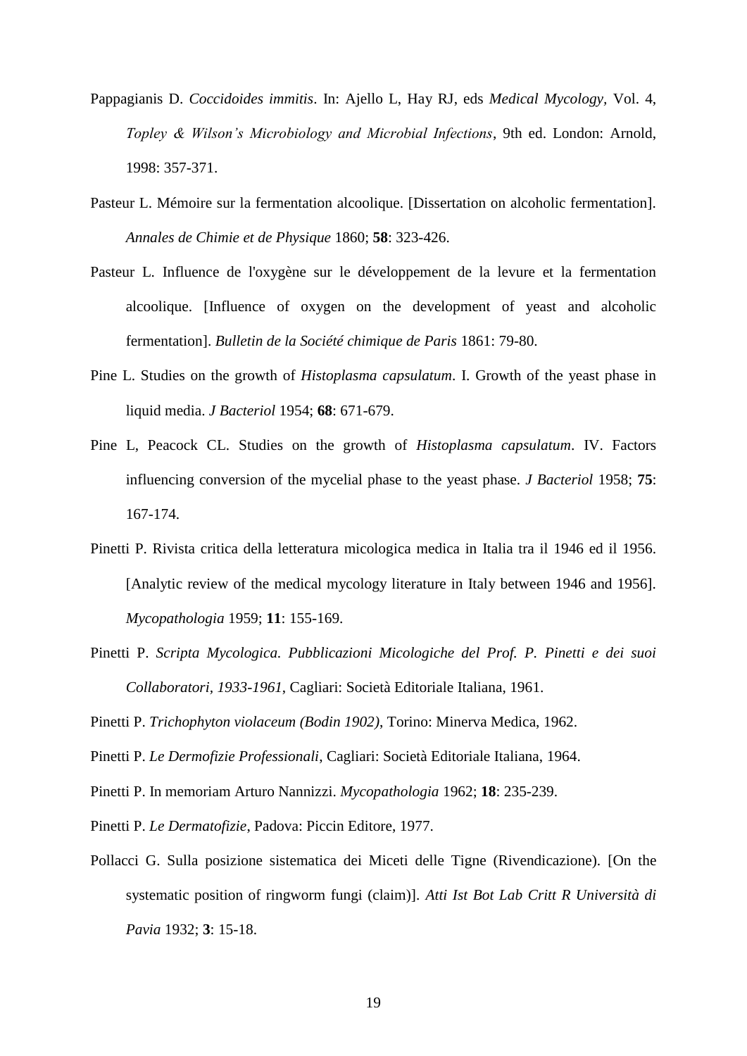Pappagianis D. *Coccidoides immitis*. In: Ajello L, Hay RJ, eds *Medical Mycology*, Vol. 4, *Topley & Wilson's Microbiology and Microbial Infections*, 9th ed. London: Arnold, 1998: 357-371.

Pasteur L. Mémoire sur la fermentation alcoolique. [Dissertation on alcoholic fermentation]. *Annales de Chimie et de Physique* 1860; **58**: 323-426.

Pasteur L. Influence de l'oxygène sur le développement de la levure et la fermentation alcoolique. [Influence of oxygen on the development of yeast and alcoholic fermentation]. *Bulletin de la Société chimique de Paris* 1861: 79-80.

Pine L. Studies on the growth of *Histoplasma capsulatum*. I. Growth of the yeast phase in liquid media. *J Bacteriol* 1954; **68**: 671-679.

Pine L, Peacock CL. Studies on the growth of *Histoplasma capsulatum*. IV. Factors influencing conversion of the mycelial phase to the yeast phase. *J Bacteriol* 1958; **75**: 167-174.

Pinetti P. Rivista critica della letteratura micologica medica in Italia tra il 1946 ed il 1956. [Analytic review of the medical mycology literature in Italy between 1946 and 1956]. *Mycopathologia* 1959; **11**: 155-169.

Pinetti P. *Scripta Mycologica. Pubblicazioni Micologiche del Prof. P. Pinetti e dei suoi Collaboratori, 1933-1961*, Cagliari: Società Editoriale Italiana, 1961.

Pinetti P. *Trichophyton violaceum (Bodin 1902)*, Torino: Minerva Medica, 1962.

Pinetti P. *Le Dermofizie Professionali*, Cagliari: Società Editoriale Italiana, 1964.

Pinetti P. In memoriam Arturo Nannizzi. *Mycopathologia* 1962; **18**: 235-239.

Pinetti P. *Le Dermatofizie*, Padova: Piccin Editore, 1977.

Pollacci G. Sulla posizione sistematica dei Miceti delle Tigne (Rivendicazione). [On the systematic position of ringworm fungi (claim)]. *Atti Ist Bot Lab Critt R Università di Pavia* 1932; **3**: 15-18.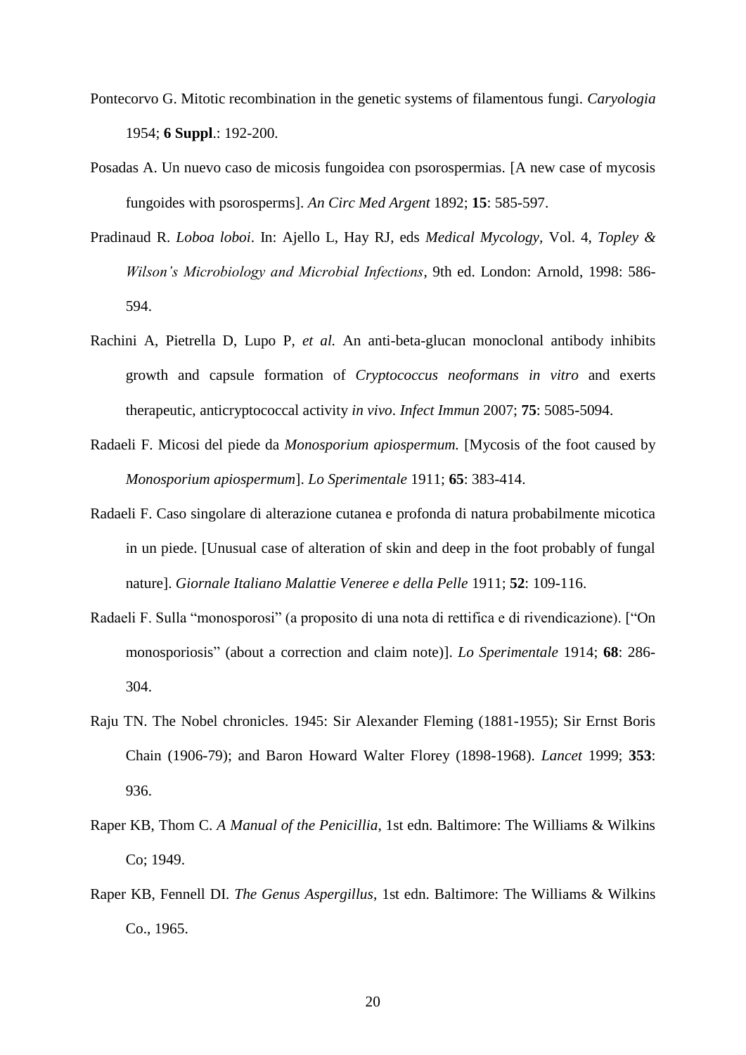Pontecorvo G. Mitotic recombination in the genetic systems of filamentous fungi. *Caryologia* 1954; **6 Suppl**.: 192-200.

Posadas A. Un nuevo caso de micosis fungoidea con psorospermias. [A new case of mycosis fungoides with psorosperms]. *An Circ Med Argent* 1892; **15**: 585-597.

Pradinaud R. *Loboa loboi*. In: Ajello L, Hay RJ, eds *Medical Mycology*, Vol. 4, *Topley & Wilson's Microbiology and Microbial Infections*, 9th ed. London: Arnold, 1998: 586-594.

Rachini A, Pietrella D, Lupo P, *et al.* An anti-beta-glucan monoclonal antibody inhibits growth and capsule formation of *Cryptococcus neoformans in vitro* and exerts therapeutic, anticryptococcal activity *in vivo*. *Infect Immun* 2007; **75**: 5085-5094.

Radaeli F. Micosi del piede da *Monosporium apiospermum.* [Mycosis of the foot caused by *Monosporium apiospermum*]. *Lo Sperimentale* 1911; **65**: 383-414.

Radaeli F. Caso singolare di alterazione cutanea e profonda di natura probabilmente micotica in un piede. [Unusual case of alteration of skin and deep in the foot probably of fungal nature]. *Giornale Italiano Malattie Veneree e della Pelle* 1911; **52**: 109-116.

Radaeli F. Sulla "monosporosi" (a proposito di una nota di rettifica e di rivendicazione). ["On monosporiosis" (about a correction and claim note)]. *Lo Sperimentale* 1914; **68**: 286-304.

Raju TN. The Nobel chronicles. 1945: Sir Alexander Fleming (1881-1955); Sir Ernst Boris Chain (1906-79); and Baron Howard Walter Florey (1898-1968). *Lancet* 1999; **353**: 936.

Raper KB, Thom C. *A Manual of the Penicillia*, 1st edn. Baltimore: The Williams & Wilkins Co; 1949.

Raper KB, Fennell DI. *The Genus Aspergillus*, 1st edn. Baltimore: The Williams & Wilkins Co., 1965.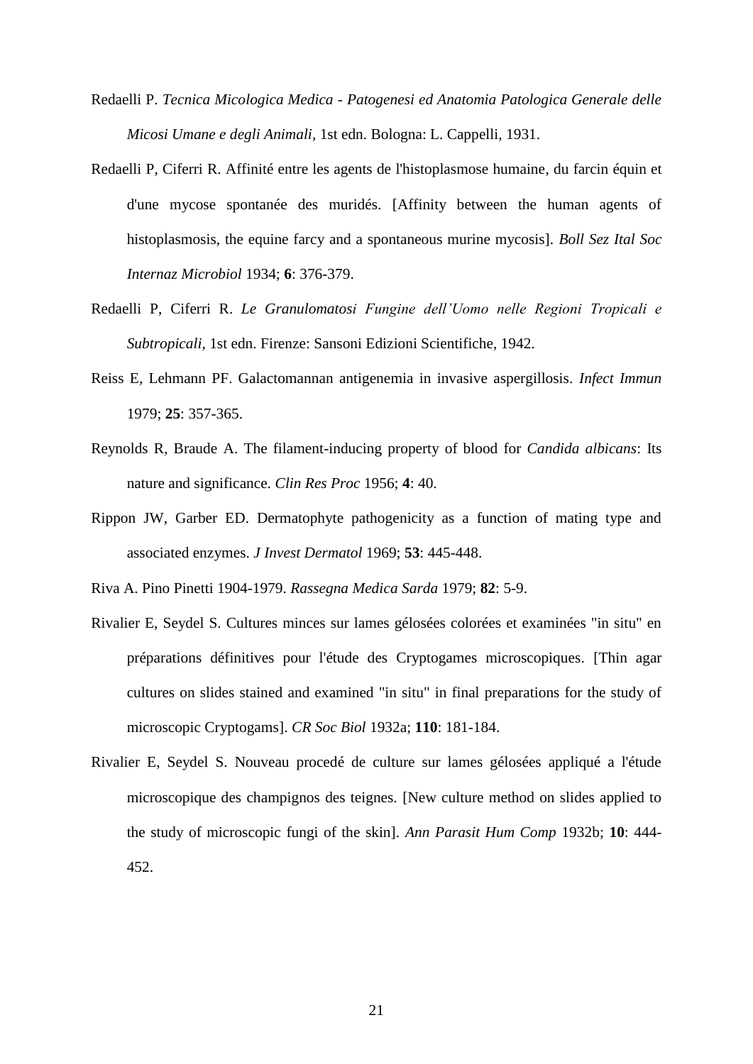Redaelli P. *Tecnica Micologica Medica - Patogenesi ed Anatomia Patologica Generale delle Micosi Umane e degli Animali*, 1st edn. Bologna: L. Cappelli, 1931.

Redaelli P, Ciferri R. Affinité entre les agents de l'histoplasmose humaine, du farcin équin et d'une mycose spontanée des muridés. [Affinity between the human agents of histoplasmosis, the equine farcy and a spontaneous murine mycosis]. *Boll Sez Ital Soc Internaz Microbiol* 1934; **6**: 376-379.

Redaelli P, Ciferri R. *Le Granulomatosi Fungine dell'Uomo nelle Regioni Tropicali e Subtropicali*, 1st edn. Firenze: Sansoni Edizioni Scientifiche, 1942.

Reiss E, Lehmann PF. Galactomannan antigenemia in invasive aspergillosis. *Infect Immun* 1979; **25**: 357-365.

Reynolds R, Braude A. The filament-inducing property of blood for *Candida albicans*: Its nature and significance. *Clin Res Proc* 1956; **4**: 40.

Rippon JW, Garber ED. Dermatophyte pathogenicity as a function of mating type and associated enzymes. *J Invest Dermatol* 1969; **53**: 445-448.

Riva A. Pino Pinetti 1904-1979. *Rassegna Medica Sarda* 1979; **82**: 5-9.

Rivalier E, Seydel S. Cultures minces sur lames gélosées colorées et examinées "in situ" en préparations définitives pour l'étude des Cryptogames microscopiques. [Thin agar cultures on slides stained and examined "in situ" in final preparations for the study of microscopic Cryptogams]. *CR Soc Biol* 1932a; **110**: 181-184.

Rivalier E, Seydel S. Nouveau procedé de culture sur lames gélosées appliqué a l'étude microscopique des champignos des teignes. [New culture method on slides applied to the study of microscopic fungi of the skin]. *Ann Parasit Hum Comp* 1932b; **10**: 444-452.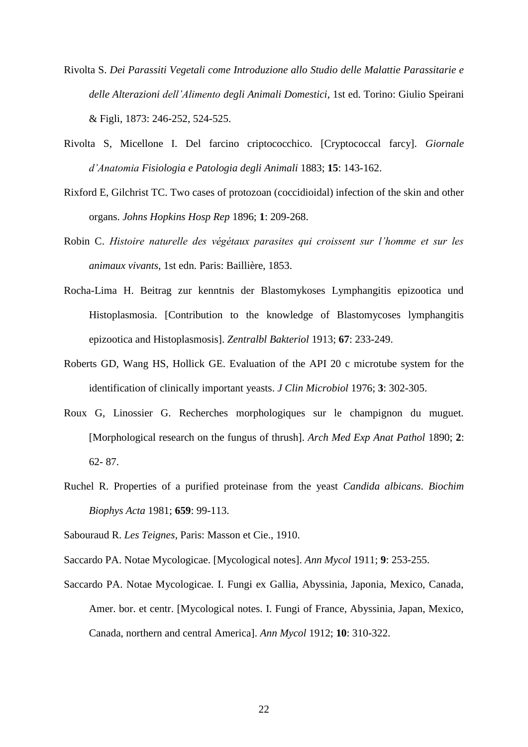Rivolta S. *Dei Parassiti Vegetali come Introduzione allo Studio delle Malattie Parassitarie e delle Alterazioni dell'Alimento degli Animali Domestici*, 1st ed. Torino: Giulio Speirani & Figli, 1873: 246-252, 524-525.

Rivolta S, Micellone I. Del farcino criptococchico. [Cryptococcal farcy]. *Giornale d'Anatomia Fisiologia e Patologia degli Animali* 1883; **15**: 143-162.

Rixford E, Gilchrist TC. Two cases of protozoan (coccidioidal) infection of the skin and other organs. *Johns Hopkins Hosp Rep* 1896; **1**: 209-268.

Robin C. *Histoire naturelle des végétaux parasites qui croissent sur l'homme et sur les animaux vivants*, 1st edn. Paris: Baillière, 1853.

Rocha-Lima H. Beitrag zur kenntnis der Blastomykoses Lymphangitis epizootica und Histoplasmosia. [Contribution to the knowledge of Blastomycoses lymphangitis epizootica and Histoplasmosis]. *Zentralbl Bakteriol* 1913; **67**: 233-249.

Roberts GD, Wang HS, Hollick GE. Evaluation of the API 20 c microtube system for the identification of clinically important yeasts. *J Clin Microbiol* 1976; **3**: 302-305.

Roux G, Linossier G. Recherches morphologiques sur le champignon du muguet. [Morphological research on the fungus of thrush]. *Arch Med Exp Anat Pathol* 1890; **2**: 62- 87.

Ruchel R. Properties of a purified proteinase from the yeast *Candida albicans*. *Biochim Biophys Acta* 1981; **659**: 99-113.

Sabouraud R. *Les Teignes*, Paris: Masson et Cie., 1910.

Saccardo PA. Notae Mycologicae. [Mycological notes]. *Ann Mycol* 1911; **9**: 253-255.

Saccardo PA. Notae Mycologicae. I. Fungi ex Gallia, Abyssinia, Japonia, Mexico, Canada, Amer. bor. et centr. [Mycological notes. I. Fungi of France, Abyssinia, Japan, Mexico, Canada, northern and central America]. *Ann Mycol* 1912; **10**: 310-322.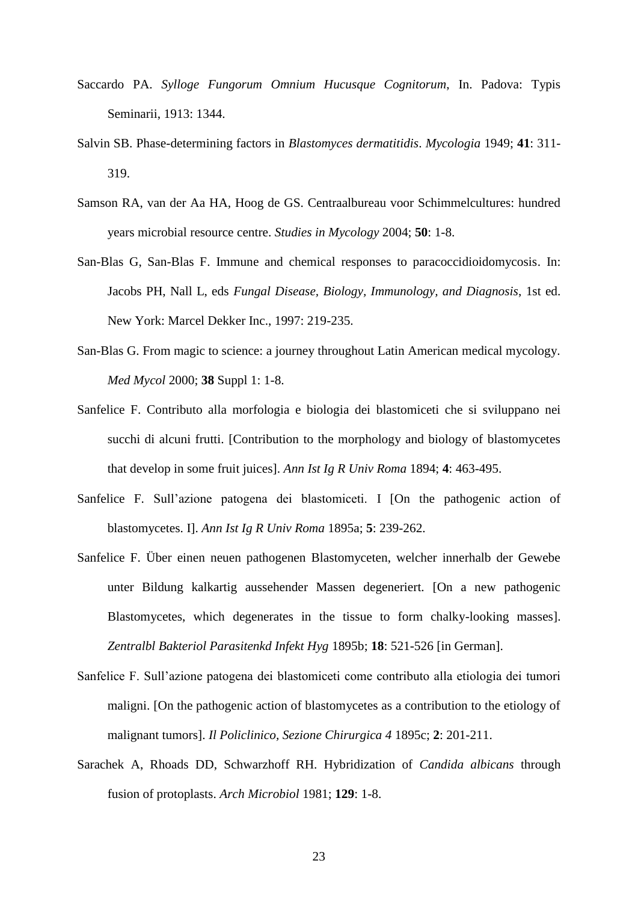Saccardo PA. *Sylloge Fungorum Omnium Hucusque Cognitorum*, In. Padova: Typis Seminarii, 1913: 1344.

Salvin SB. Phase-determining factors in *Blastomyces dermatitidis*. *Mycologia* 1949; **41**: 311-319.

Samson RA, van der Aa HA, Hoog de GS. Centraalbureau voor Schimmelcultures: hundred years microbial resource centre. *Studies in Mycology* 2004; **50**: 1-8.

San-Blas G, San-Blas F. Immune and chemical responses to paracoccidioidomycosis. In: Jacobs PH, Nall L, eds *Fungal Disease, Biology, Immunology, and Diagnosis*, 1st ed. New York: Marcel Dekker Inc., 1997: 219-235.

San-Blas G. From magic to science: a journey throughout Latin American medical mycology. *Med Mycol* 2000; **38** Suppl 1: 1-8.

Sanfelice F. Contributo alla morfologia e biologia dei blastomiceti che si sviluppano nei succhi di alcuni frutti. [Contribution to the morphology and biology of blastomycetes that develop in some fruit juices]. *Ann Ist Ig R Univ Roma* 1894; **4**: 463-495.

Sanfelice F. Sull'azione patogena dei blastomiceti. I [On the pathogenic action of blastomycetes. I]. *Ann Ist Ig R Univ Roma* 1895a; **5**: 239-262.

Sanfelice F. Über einen neuen pathogenen Blastomyceten, welcher innerhalb der Gewebe unter Bildung kalkartig aussehender Massen degeneriert. [On a new pathogenic Blastomycetes, which degenerates in the tissue to form chalky-looking masses]. *Zentralbl Bakteriol Parasitenkd Infekt Hyg* 1895b; **18**: 521-526 [in German].

Sanfelice F. Sull'azione patogena dei blastomiceti come contributo alla etiologia dei tumori maligni. [On the pathogenic action of blastomycetes as a contribution to the etiology of malignant tumors]. *Il Policlinico, Sezione Chirurgica 4* 1895c; **2**: 201-211.

Sarachek A, Rhoads DD, Schwarzhoff RH. Hybridization of *Candida albicans* through fusion of protoplasts. *Arch Microbiol* 1981; **129**: 1-8.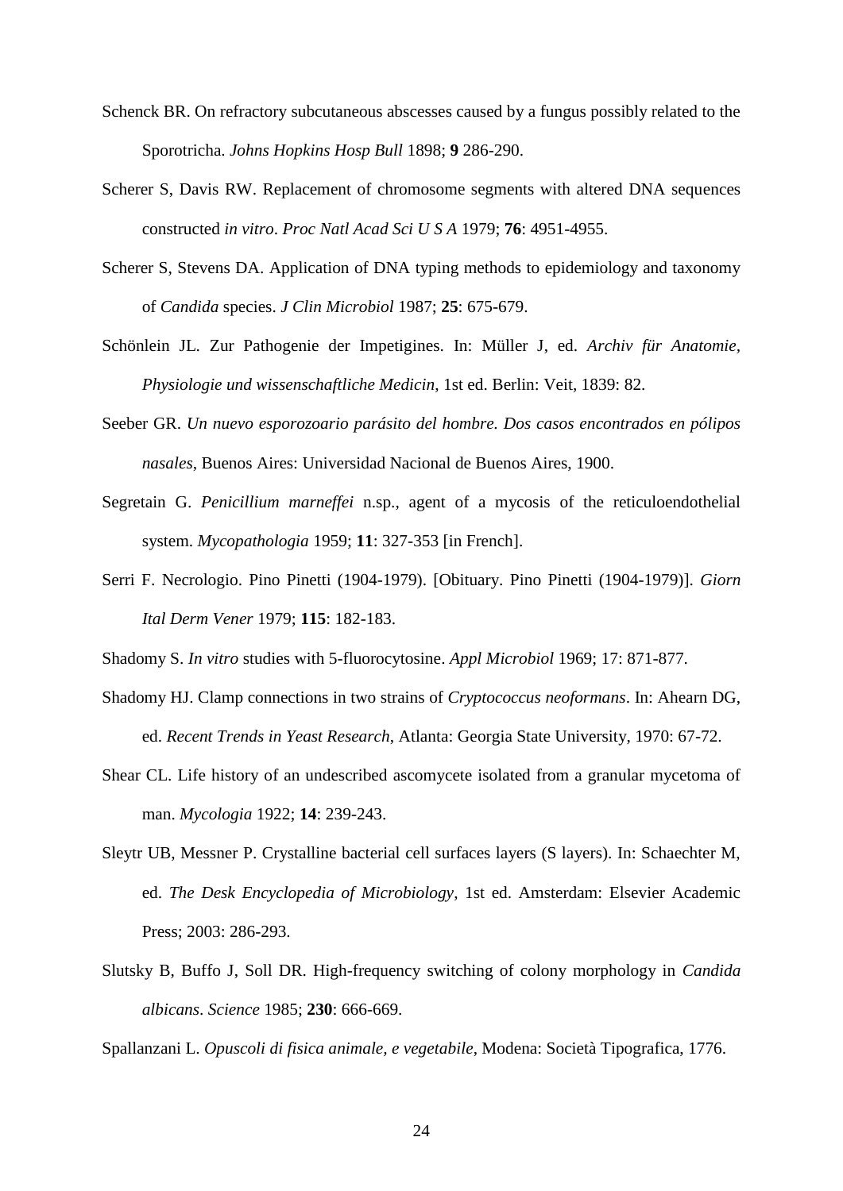Schenck BR. On refractory subcutaneous abscesses caused by a fungus possibly related to the Sporotricha. *Johns Hopkins Hosp Bull* 1898; **9** 286-290.

Scherer S, Davis RW. Replacement of chromosome segments with altered DNA sequences constructed *in vitro*. *Proc Natl Acad Sci U S A* 1979; **76**: 4951-4955.

Scherer S, Stevens DA. Application of DNA typing methods to epidemiology and taxonomy of *Candida* species. *J Clin Microbiol* 1987; **25**: 675-679.

Schönlein JL. Zur Pathogenie der Impetigines. In: Müller J, ed. *Archiv für Anatomie, Physiologie und wissenschaftliche Medicin*, 1st ed. Berlin: Veit, 1839: 82.

Seeber GR. *Un nuevo esporozoario parásito del hombre. Dos casos encontrados en pólipos nasales*, Buenos Aires: Universidad Nacional de Buenos Aires, 1900.

Segretain G. *Penicillium marneffei* n.sp., agent of a mycosis of the reticuloendothelial system. *Mycopathologia* 1959; **11**: 327-353 [in French].

Serri F. Necrologio. Pino Pinetti (1904-1979). [Obituary. Pino Pinetti (1904-1979)]. *Giorn Ital Derm Vener* 1979; **115**: 182-183.

Shadomy S. *In vitro* studies with 5-fluorocytosine. *Appl Microbiol* 1969; 17: 871-877.

Shadomy HJ. Clamp connections in two strains of *Cryptococcus neoformans*. In: Ahearn DG, ed. *Recent Trends in Yeast Research*, Atlanta: Georgia State University, 1970: 67-72.

Shear CL. Life history of an undescribed ascomycete isolated from a granular mycetoma of man. *Mycologia* 1922; **14**: 239-243.

Sleytr UB, Messner P. Crystalline bacterial cell surfaces layers (S layers). In: Schaechter M, ed. *The Desk Encyclopedia of Microbiology*, 1st ed. Amsterdam: Elsevier Academic Press; 2003: 286-293.

Slutsky B, Buffo J, Soll DR. High-frequency switching of colony morphology in *Candida albicans*. *Science* 1985; **230**: 666-669.

Spallanzani L. *Opuscoli di fisica animale, e vegetabile*, Modena: Società Tipografica, 1776.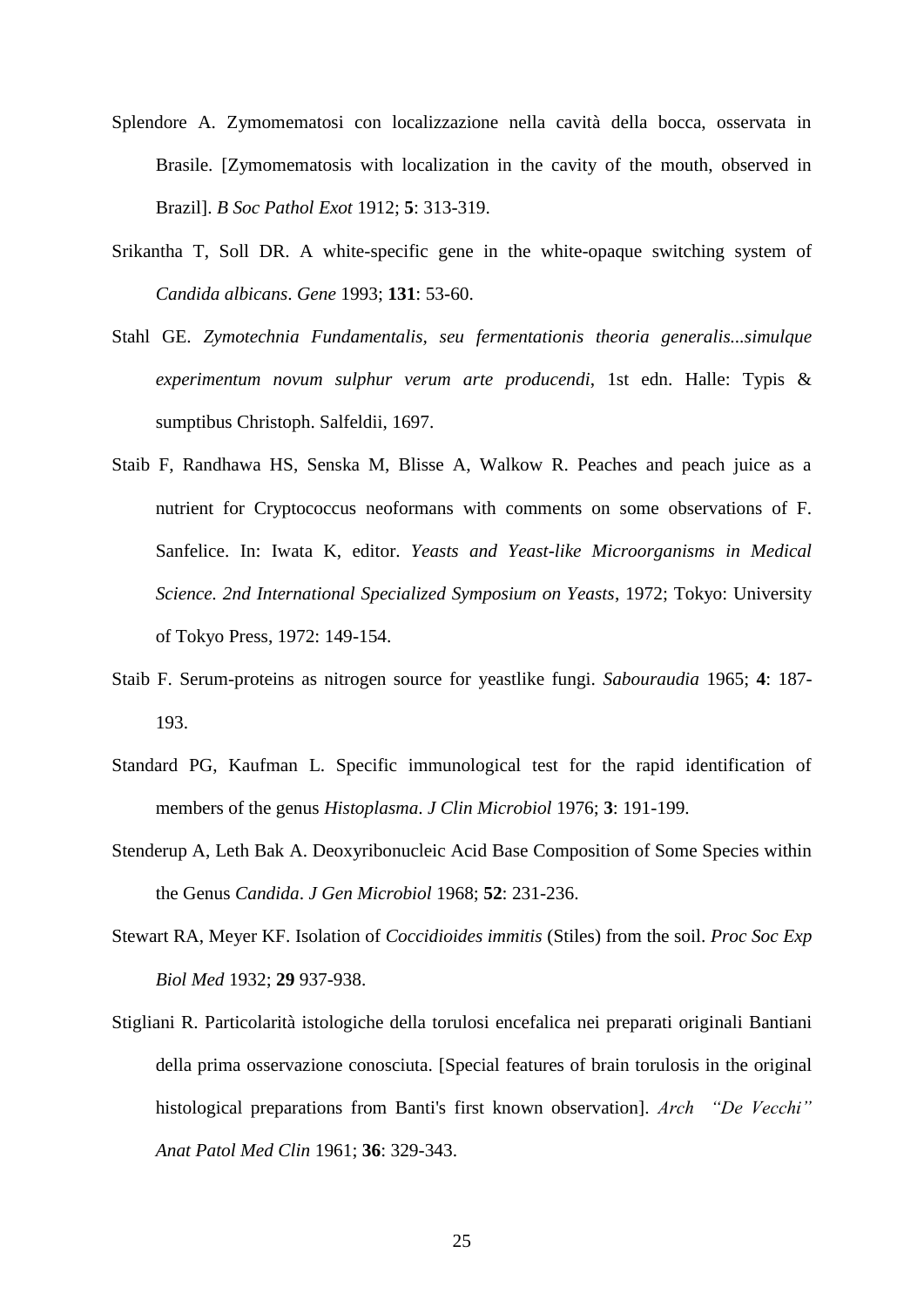Splendore A. Zymomematosi con localizzazione nella cavità della bocca, osservata in Brasile. [Zymomematosis with localization in the cavity of the mouth, observed in Brazil]. *B Soc Pathol Exot* 1912; **5**: 313-319.

Srikantha T, Soll DR. A white-specific gene in the white-opaque switching system of *Candida albicans*. *Gene* 1993; **131**: 53-60.

Stahl GE. *Zymotechnia Fundamentalis, seu fermentationis theoria generalis...simulque experimentum novum sulphur verum arte producendi*, 1st edn. Halle: Typis & sumptibus Christoph. Salfeldii, 1697.

Staib F, Randhawa HS, Senska M, Blisse A, Walkow R. Peaches and peach juice as a nutrient for Cryptococcus neoformans with comments on some observations of F. Sanfelice. In: Iwata K, editor. *Yeasts and Yeast-like Microorganisms in Medical Science. 2nd International Specialized Symposium on Yeasts*, 1972; Tokyo: University of Tokyo Press, 1972: 149-154.

Staib F. Serum-proteins as nitrogen source for yeastlike fungi. *Sabouraudia* 1965; **4**: 187-193.

Standard PG, Kaufman L. Specific immunological test for the rapid identification of members of the genus *Histoplasma*. *J Clin Microbiol* 1976; **3**: 191-199.

Stenderup A, Leth Bak A. Deoxyribonucleic Acid Base Composition of Some Species within the Genus *Candida*. *J Gen Microbiol* 1968; **52**: 231-236.

Stewart RA, Meyer KF. Isolation of *Coccidioides immitis* (Stiles) from the soil. *Proc Soc Exp Biol Med* 1932; **29** 937-938.

Stigliani R. Particolarità istologiche della torulosi encefalica nei preparati originali Bantiani della prima osservazione conosciuta. [Special features of brain torulosis in the original histological preparations from Banti's first known observation]. *Arch "De Vecchi" Anat Patol Med Clin* 1961; **36**: 329-343.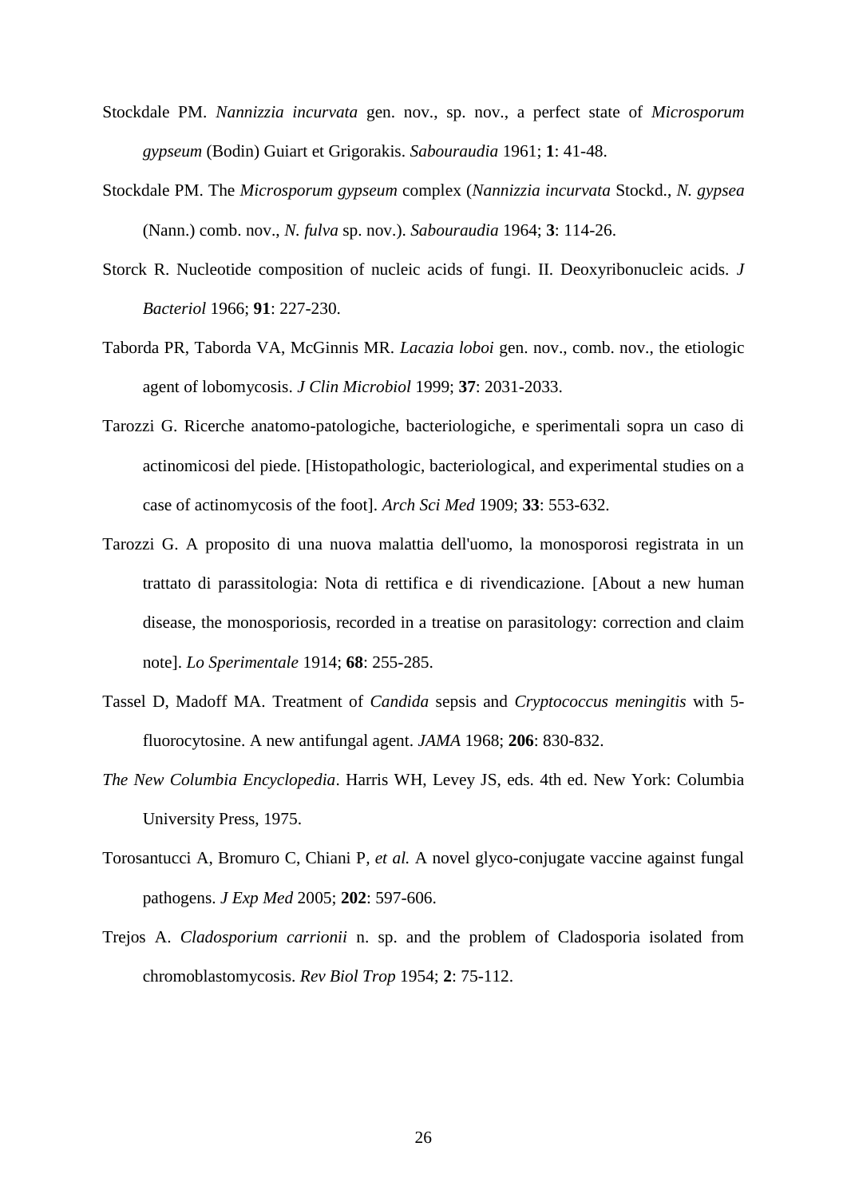Stockdale PM. *Nannizzia incurvata* gen. nov., sp. nov., a perfect state of *Microsporum gypseum* (Bodin) Guiart et Grigorakis. *Sabouraudia* 1961; **1**: 41-48.

Stockdale PM. The *Microsporum gypseum* complex (*Nannizzia incurvata* Stockd., *N. gypsea* (Nann.) comb. nov., *N. fulva* sp. nov.). *Sabouraudia* 1964; **3**: 114-26.

Storck R. Nucleotide composition of nucleic acids of fungi. II. Deoxyribonucleic acids. *J Bacteriol* 1966; **91**: 227-230.

Taborda PR, Taborda VA, McGinnis MR. *Lacazia loboi* gen. nov., comb. nov., the etiologic agent of lobomycosis. *J Clin Microbiol* 1999; **37**: 2031-2033.

Tarozzi G. Ricerche anatomo-patologiche, bacteriologiche, e sperimentali sopra un caso di actinomicosi del piede. [Histopathologic, bacteriological, and experimental studies on a case of actinomycosis of the foot]. *Arch Sci Med* 1909; **33**: 553-632.

Tarozzi G. A proposito di una nuova malattia dell'uomo, la monosporosi registrata in un trattato di parassitologia: Nota di rettifica e di rivendicazione. [About a new human disease, the monosporiosis, recorded in a treatise on parasitology: correction and claim note]. *Lo Sperimentale* 1914; **68**: 255-285.

Tassel D, Madoff MA. Treatment of *Candida* sepsis and *Cryptococcus meningitis* with 5-fluorocytosine. A new antifungal agent. *JAMA* 1968; **206**: 830-832.

*The New Columbia Encyclopedia*. Harris WH, Levey JS, eds. 4th ed. New York: Columbia University Press, 1975.

Torosantucci A, Bromuro C, Chiani P, *et al.* A novel glyco-conjugate vaccine against fungal pathogens. *J Exp Med* 2005; **202**: 597-606.

Trejos A. *Cladosporium carrionii* n. sp. and the problem of Cladosporia isolated from chromoblastomycosis. *Rev Biol Trop* 1954; **2**: 75-112.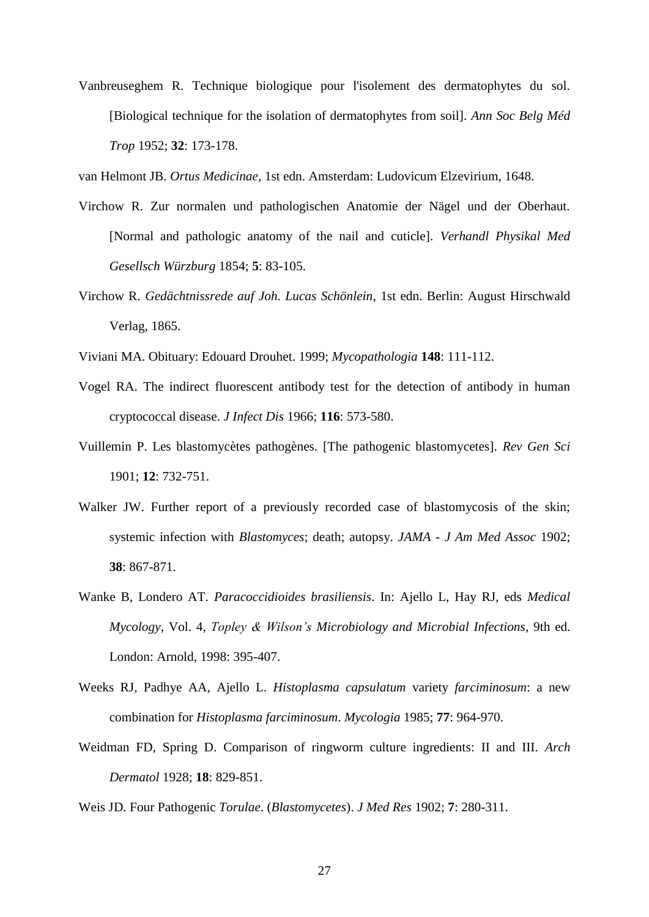Vanbreuseghem R. Technique biologique pour l'isolement des dermatophytes du sol. [Biological technique for the isolation of dermatophytes from soil]. *Ann Soc Belg Méd Trop* 1952; **32**: 173-178.

van Helmont JB. *Ortus Medicinae*, 1st edn. Amsterdam: Ludovicum Elzevirium, 1648.

Virchow R. Zur normalen und pathologischen Anatomie der Nägel und der Oberhaut. [Normal and pathologic anatomy of the nail and cuticle]. *Verhandl Physikal Med Gesellsch Würzburg* 1854; **5**: 83-105.

Virchow R. *Gedächtnissrede auf Joh. Lucas Schönlein*, 1st edn. Berlin: August Hirschwald Verlag, 1865.

Viviani MA. Obituary: Edouard Drouhet. 1999; *Mycopathologia* **148**: 111-112.

Vogel RA. The indirect fluorescent antibody test for the detection of antibody in human cryptococcal disease. *J Infect Dis* 1966; **116**: 573-580.

Vuillemin P. Les blastomycètes pathogènes. [The pathogenic blastomycetes]. *Rev Gen Sci* 1901; **12**: 732-751.

Walker JW. Further report of a previously recorded case of blastomycosis of the skin; systemic infection with *Blastomyces*; death; autopsy. *JAMA - J Am Med Assoc* 1902; **38**: 867-871.

Wanke B, Londero AT. *Paracoccidioides brasiliensis*. In: Ajello L, Hay RJ, eds *Medical Mycology*, Vol. 4, *Topley & Wilson's Microbiology and Microbial Infections*, 9th ed. London: Arnold, 1998: 395-407.

Weeks RJ, Padhye AA, Ajello L. *Histoplasma capsulatum* variety *farciminosum*: a new combination for *Histoplasma farciminosum*. *Mycologia* 1985; **77**: 964-970.

Weidman FD, Spring D. Comparison of ringworm culture ingredients: II and III. *Arch Dermatol* 1928; **18**: 829-851.

Weis JD. Four Pathogenic *Torulae*. (*Blastomycetes*). *J Med Res* 1902; **7**: 280-311.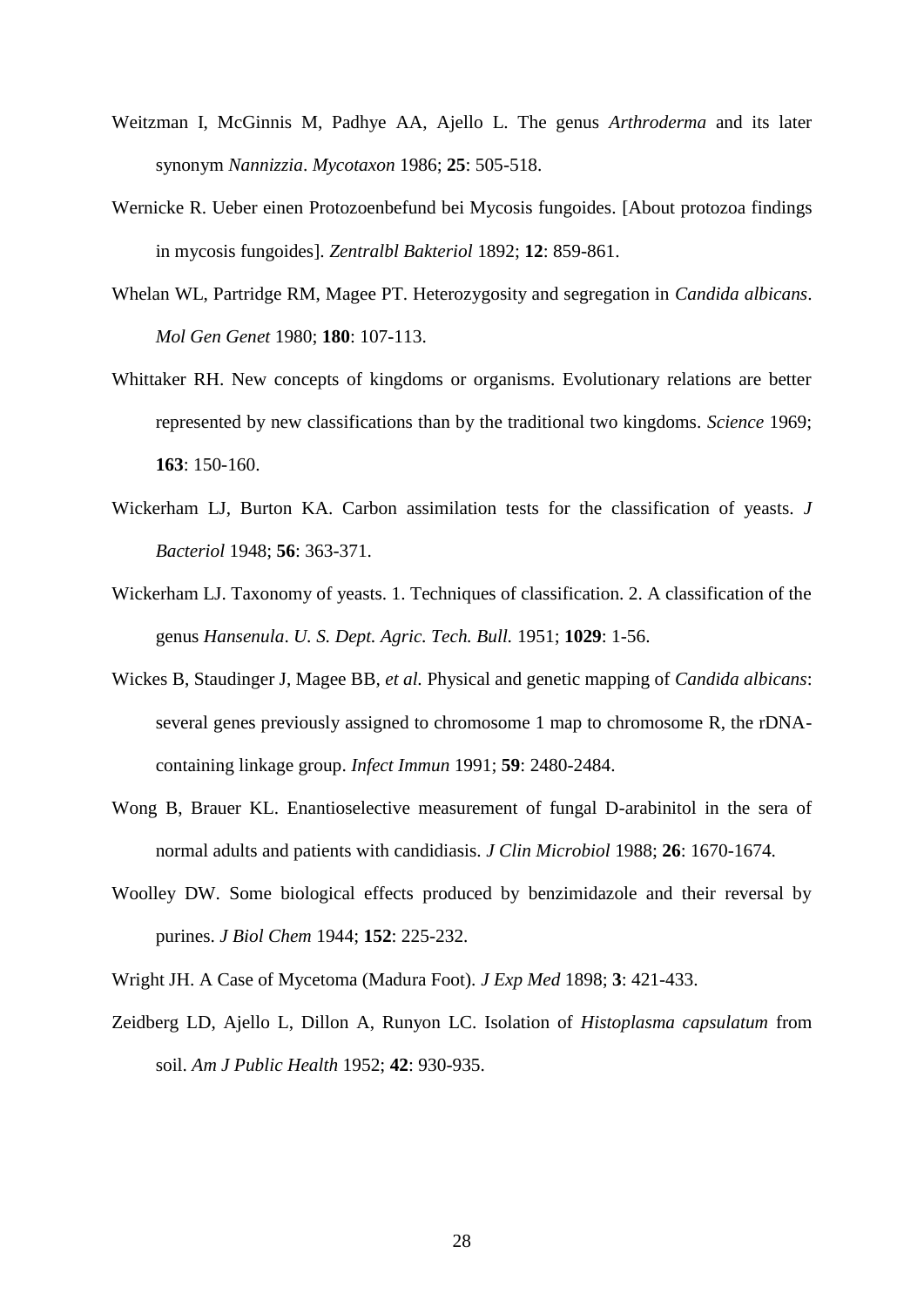Weitzman I, McGinnis M, Padhye AA, Ajello L. The genus *Arthroderma* and its later synonym *Nannizzia*. *Mycotaxon* 1986; **25**: 505-518.

Wernicke R. Ueber einen Protozoenbefund bei Mycosis fungoides. [About protozoa findings in mycosis fungoides]. *Zentralbl Bakteriol* 1892; **12**: 859-861.

Whelan WL, Partridge RM, Magee PT. Heterozygosity and segregation in *Candida albicans*. *Mol Gen Genet* 1980; **180**: 107-113.

Whittaker RH. New concepts of kingdoms or organisms. Evolutionary relations are better represented by new classifications than by the traditional two kingdoms. *Science* 1969; **163**: 150-160.

Wickerham LJ, Burton KA. Carbon assimilation tests for the classification of yeasts. *J Bacteriol* 1948; **56**: 363-371.

Wickerham LJ. Taxonomy of yeasts. 1. Techniques of classification. 2. A classification of the genus *Hansenula*. *U. S. Dept. Agric. Tech. Bull.* 1951; **1029**: 1-56.

Wickes B, Staudinger J, Magee BB, *et al.* Physical and genetic mapping of *Candida albicans*: several genes previously assigned to chromosome 1 map to chromosome R, the rDNA-containing linkage group. *Infect Immun* 1991; **59**: 2480-2484.

Wong B, Brauer KL. Enantioselective measurement of fungal D-arabinitol in the sera of normal adults and patients with candidiasis. *J Clin Microbiol* 1988; **26**: 1670-1674.

Woolley DW. Some biological effects produced by benzimidazole and their reversal by purines. *J Biol Chem* 1944; **152**: 225-232.

Wright JH. A Case of Mycetoma (Madura Foot). *J Exp Med* 1898; **3**: 421-433.

Zeidberg LD, Ajello L, Dillon A, Runyon LC. Isolation of *Histoplasma capsulatum* from soil. *Am J Public Health* 1952; **42**: 930-935.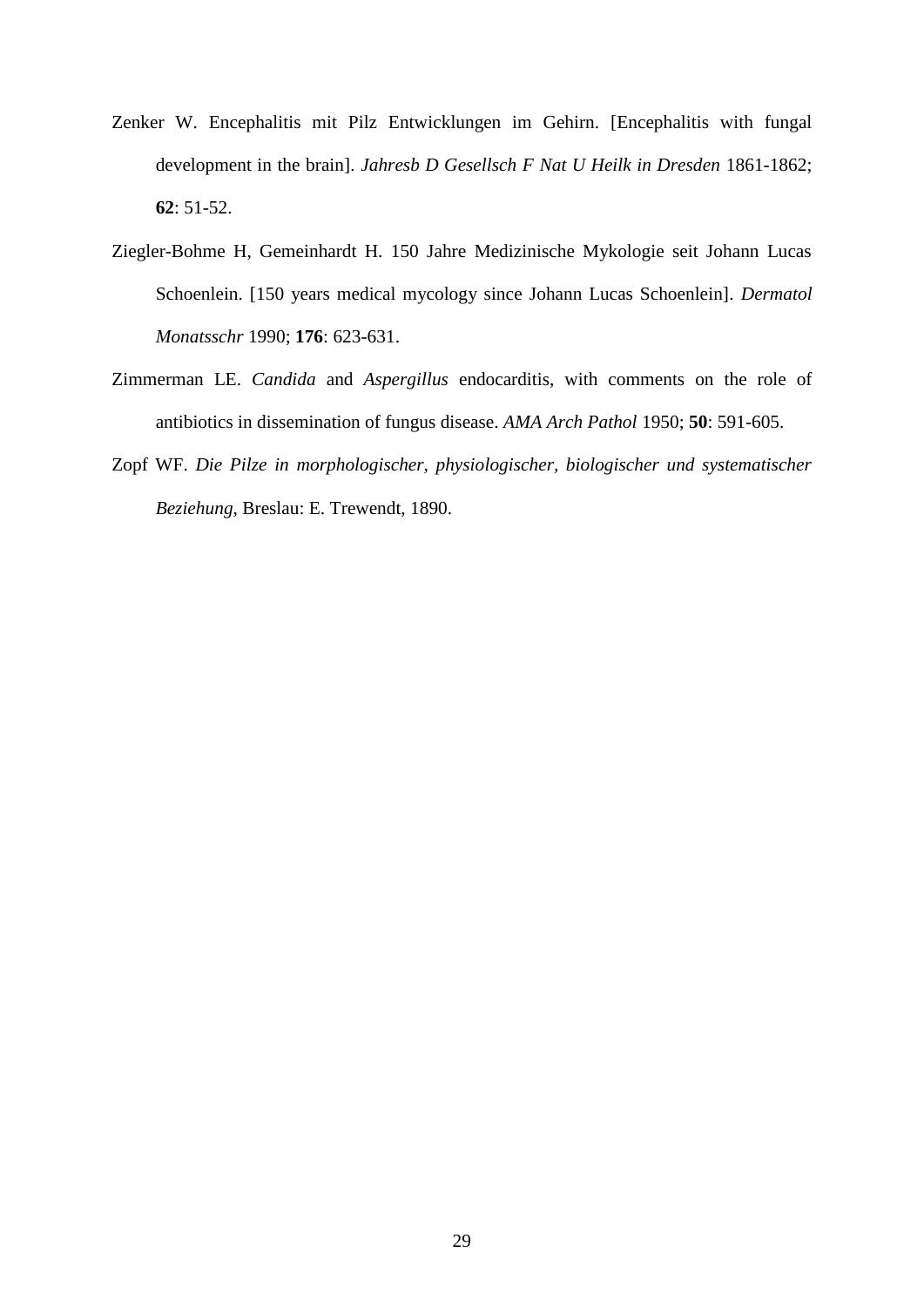Zenker W. Encephalitis mit Pilz Entwicklungen im Gehirn. [Encephalitis with fungal development in the brain]. *Jahresb D Gesellsch F Nat U Heilk in Dresden* 1861-1862; **62**: 51-52.

Ziegler-Bohme H, Gemeinhardt H. 150 Jahre Medizinische Mykologie seit Johann Lucas Schoenlein. [150 years medical mycology since Johann Lucas Schoenlein]. *Dermatol Monatsschr* 1990; **176**: 623-631.

Zimmerman LE. *Candida* and *Aspergillus* endocarditis, with comments on the role of antibiotics in dissemination of fungus disease. *AMA Arch Pathol* 1950; **50**: 591-605.

Zopf WF. *Die Pilze in morphologischer, physiologischer, biologischer und systematischer Beziehung*, Breslau: E. Trewendt, 1890.